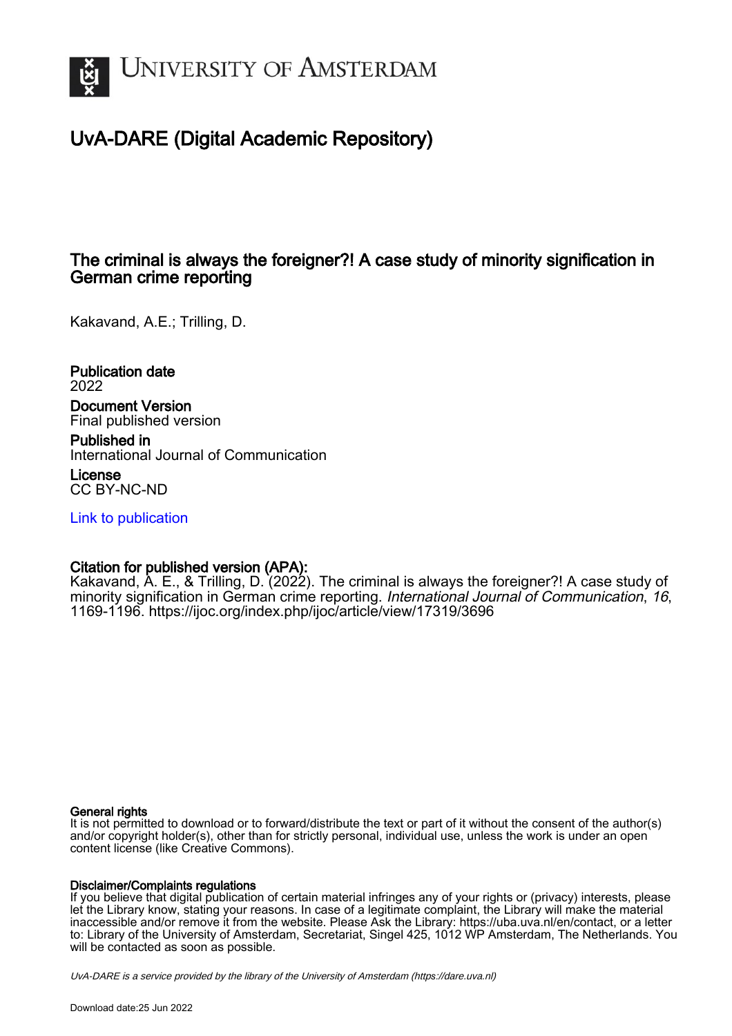UNIVERSITY OF AMSTERDAM

# UvA-DARE (Digital Academic Repository)

## The criminal is always the foreigner?! A case study of minority signification in German crime reporting

Kakavand, A.E.; Trilling, D.

**Publication date**
2022

**Document Version**
Final published version

**Published in**
International Journal of Communication

**License**
CC BY-NC-ND

[Link to publication](https://dare.uva.nl)

**Citation for published version (APA):**
Kakavand, A. E., & Trilling, D. (2022). The criminal is always the foreigner?! A case study of minority signification in German crime reporting. *International Journal of Communication*, *16*, 1169-1196. https://ijoc.org/index.php/ijoc/article/view/17319/3696

**General rights**
It is not permitted to download or to forward/distribute the text or part of it without the consent of the author(s) and/or copyright holder(s), other than for strictly personal, individual use, unless the work is under an open content license (like Creative Commons).

**Disclaimer/Complaints regulations**
If you believe that digital publication of certain material infringes any of your rights or (privacy) interests, please let the Library know, stating your reasons. In case of a legitimate complaint, the Library will make the material inaccessible and/or remove it from the website. Please Ask the Library: https://uba.uva.nl/en/contact, or a letter to: Library of the University of Amsterdam, Secretariat, Singel 425, 1012 WP Amsterdam, The Netherlands. You will be contacted as soon as possible.

UvA-DARE is a service provided by the library of the University of Amsterdam (https://dare.uva.nl)

Download date:25 Jun 2022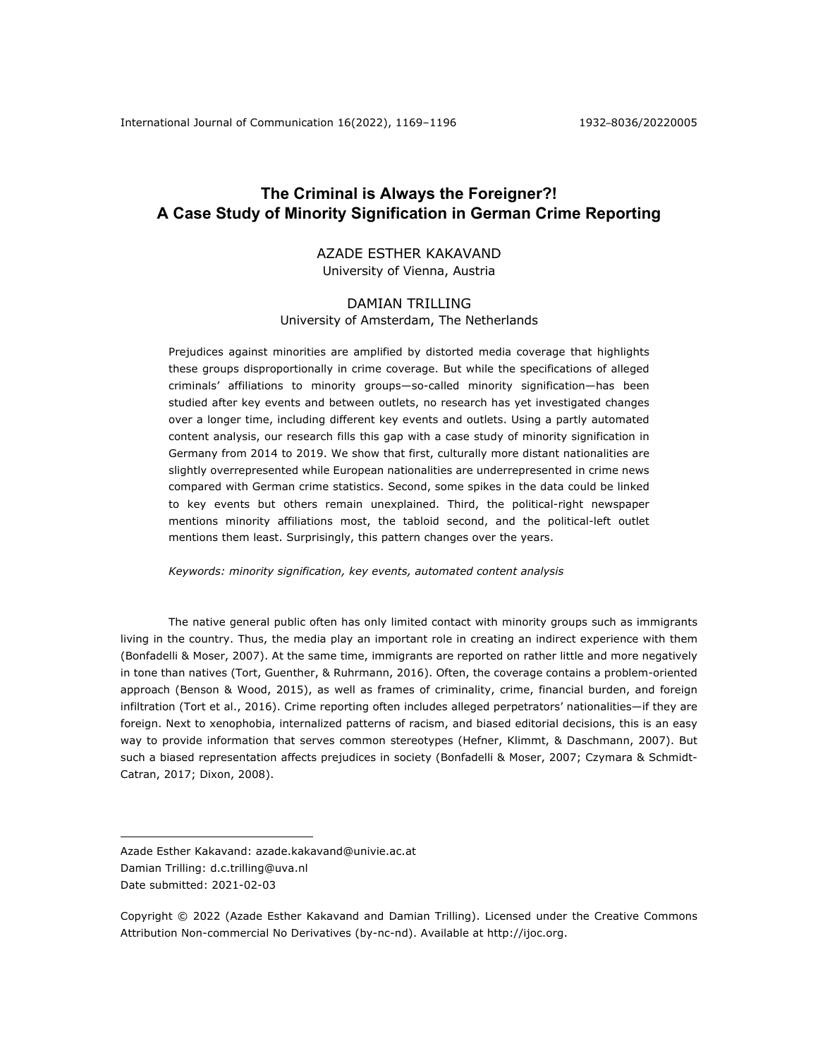# The Criminal is Always the Foreigner?! A Case Study of Minority Signification in German Crime Reporting

AZADE ESTHER KAKAVAND
University of Vienna, Austria

DAMIAN TRILLING
University of Amsterdam, The Netherlands

Prejudices against minorities are amplified by distorted media coverage that highlights these groups disproportionally in crime coverage. But while the specifications of alleged criminals' affiliations to minority groups—so-called minority signification—has been studied after key events and between outlets, no research has yet investigated changes over a longer time, including different key events and outlets. Using a partly automated content analysis, our research fills this gap with a case study of minority signification in Germany from 2014 to 2019. We show that first, culturally more distant nationalities are slightly overrepresented while European nationalities are underrepresented in crime news compared with German crime statistics. Second, some spikes in the data could be linked to key events but others remain unexplained. Third, the political-right newspaper mentions minority affiliations most, the tabloid second, and the political-left outlet mentions them least. Surprisingly, this pattern changes over the years.

*Keywords: minority signification, key events, automated content analysis*

The native general public often has only limited contact with minority groups such as immigrants living in the country. Thus, the media play an important role in creating an indirect experience with them (Bonfadelli & Moser, 2007). At the same time, immigrants are reported on rather little and more negatively in tone than natives (Tort, Guenther, & Ruhrmann, 2016). Often, the coverage contains a problem-oriented approach (Benson & Wood, 2015), as well as frames of criminality, crime, financial burden, and foreign infiltration (Tort et al., 2016). Crime reporting often includes alleged perpetrators' nationalities—if they are foreign. Next to xenophobia, internalized patterns of racism, and biased editorial decisions, this is an easy way to provide information that serves common stereotypes (Hefner, Klimmt, & Daschmann, 2007). But such a biased representation affects prejudices in society (Bonfadelli & Moser, 2007; Czymara & Schmidt-Catran, 2017; Dixon, 2008).

---

Azade Esther Kakavand: azade.kakavand@univie.ac.at
Damian Trilling: d.c.trilling@uva.nl
Date submitted: 2021-02-03

Copyright © 2022 (Azade Esther Kakavand and Damian Trilling). Licensed under the Creative Commons Attribution Non-commercial No Derivatives (by-nc-nd). Available at http://ijoc.org.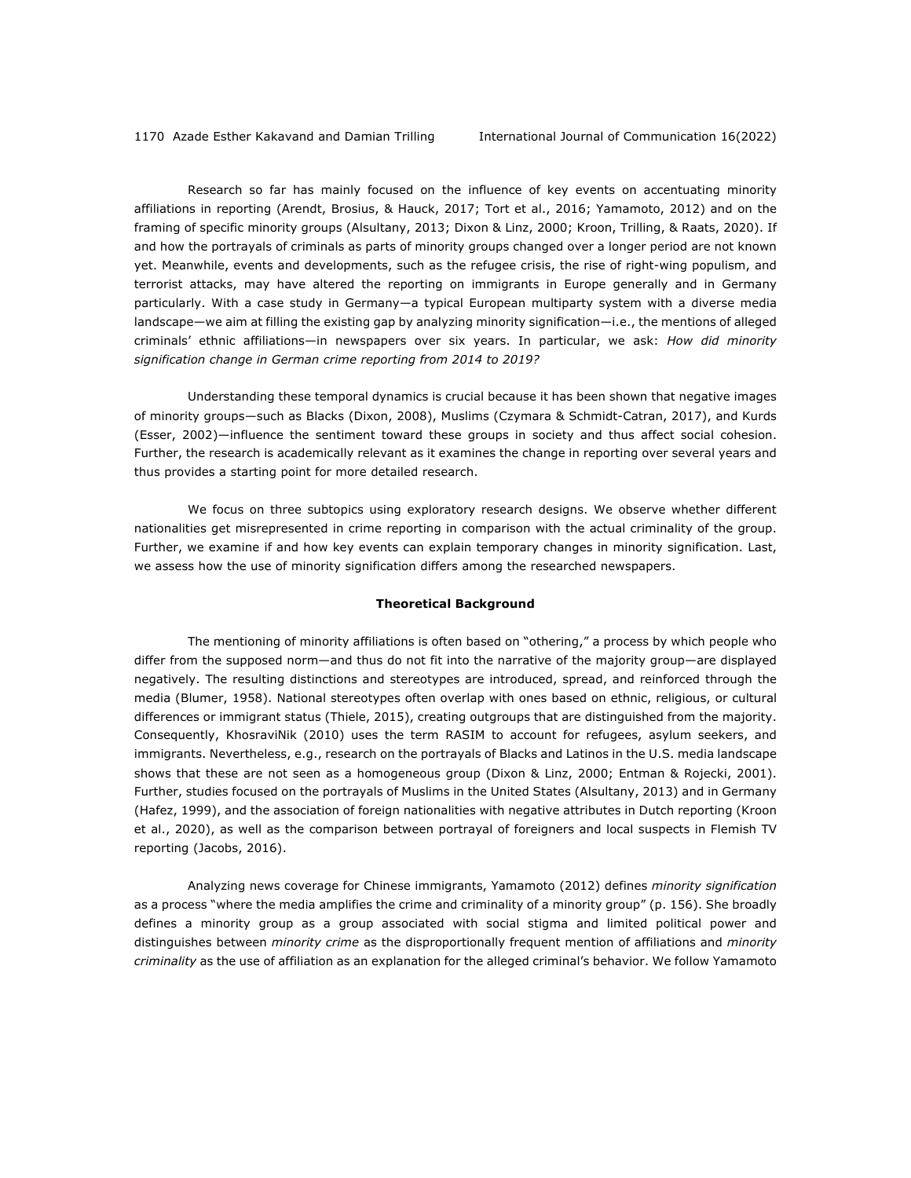Research so far has mainly focused on the influence of key events on accentuating minority affiliations in reporting (Arendt, Brosius, & Hauck, 2017; Tort et al., 2016; Yamamoto, 2012) and on the framing of specific minority groups (Alsultany, 2013; Dixon & Linz, 2000; Kroon, Trilling, & Raats, 2020). If and how the portrayals of criminals as parts of minority groups changed over a longer period are not known yet. Meanwhile, events and developments, such as the refugee crisis, the rise of right-wing populism, and terrorist attacks, may have altered the reporting on immigrants in Europe generally and in Germany particularly. With a case study in Germany—a typical European multiparty system with a diverse media landscape—we aim at filling the existing gap by analyzing minority signification—i.e., the mentions of alleged criminals' ethnic affiliations—in newspapers over six years. In particular, we ask: *How did minority signification change in German crime reporting from 2014 to 2019?*

Understanding these temporal dynamics is crucial because it has been shown that negative images of minority groups—such as Blacks (Dixon, 2008), Muslims (Czymara & Schmidt-Catran, 2017), and Kurds (Esser, 2002)—influence the sentiment toward these groups in society and thus affect social cohesion. Further, the research is academically relevant as it examines the change in reporting over several years and thus provides a starting point for more detailed research.

We focus on three subtopics using exploratory research designs. We observe whether different nationalities get misrepresented in crime reporting in comparison with the actual criminality of the group. Further, we examine if and how key events can explain temporary changes in minority signification. Last, we assess how the use of minority signification differs among the researched newspapers.

## Theoretical Background

The mentioning of minority affiliations is often based on "othering," a process by which people who differ from the supposed norm—and thus do not fit into the narrative of the majority group—are displayed negatively. The resulting distinctions and stereotypes are introduced, spread, and reinforced through the media (Blumer, 1958). National stereotypes often overlap with ones based on ethnic, religious, or cultural differences or immigrant status (Thiele, 2015), creating outgroups that are distinguished from the majority. Consequently, KhosraviNik (2010) uses the term RASIM to account for refugees, asylum seekers, and immigrants. Nevertheless, e.g., research on the portrayals of Blacks and Latinos in the U.S. media landscape shows that these are not seen as a homogeneous group (Dixon & Linz, 2000; Entman & Rojecki, 2001). Further, studies focused on the portrayals of Muslims in the United States (Alsultany, 2013) and in Germany (Hafez, 1999), and the association of foreign nationalities with negative attributes in Dutch reporting (Kroon et al., 2020), as well as the comparison between portrayal of foreigners and local suspects in Flemish TV reporting (Jacobs, 2016).

Analyzing news coverage for Chinese immigrants, Yamamoto (2012) defines *minority signification* as a process "where the media amplifies the crime and criminality of a minority group" (p. 156). She broadly defines a minority group as a group associated with social stigma and limited political power and distinguishes between *minority crime* as the disproportionally frequent mention of affiliations and *minority criminality* as the use of affiliation as an explanation for the alleged criminal's behavior. We follow Yamamoto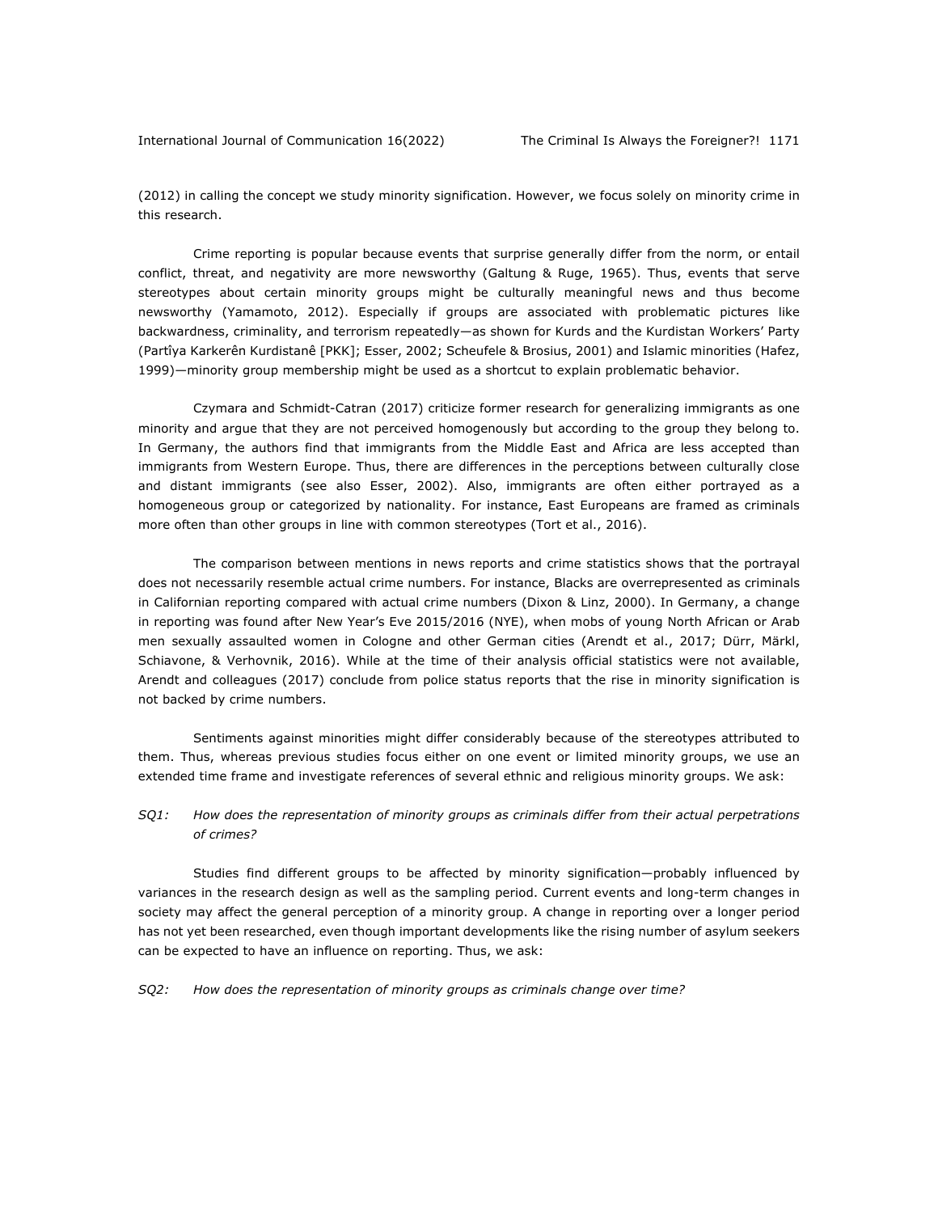(2012) in calling the concept we study minority signification. However, we focus solely on minority crime in this research.

Crime reporting is popular because events that surprise generally differ from the norm, or entail conflict, threat, and negativity are more newsworthy (Galtung & Ruge, 1965). Thus, events that serve stereotypes about certain minority groups might be culturally meaningful news and thus become newsworthy (Yamamoto, 2012). Especially if groups are associated with problematic pictures like backwardness, criminality, and terrorism repeatedly—as shown for Kurds and the Kurdistan Workers' Party (Partîya Karkerên Kurdistanê [PKK]; Esser, 2002; Scheufele & Brosius, 2001) and Islamic minorities (Hafez, 1999)—minority group membership might be used as a shortcut to explain problematic behavior.

Czymara and Schmidt-Catran (2017) criticize former research for generalizing immigrants as one minority and argue that they are not perceived homogenously but according to the group they belong to. In Germany, the authors find that immigrants from the Middle East and Africa are less accepted than immigrants from Western Europe. Thus, there are differences in the perceptions between culturally close and distant immigrants (see also Esser, 2002). Also, immigrants are often either portrayed as a homogeneous group or categorized by nationality. For instance, East Europeans are framed as criminals more often than other groups in line with common stereotypes (Tort et al., 2016).

The comparison between mentions in news reports and crime statistics shows that the portrayal does not necessarily resemble actual crime numbers. For instance, Blacks are overrepresented as criminals in Californian reporting compared with actual crime numbers (Dixon & Linz, 2000). In Germany, a change in reporting was found after New Year's Eve 2015/2016 (NYE), when mobs of young North African or Arab men sexually assaulted women in Cologne and other German cities (Arendt et al., 2017; Dürr, Märkl, Schiavone, & Verhovnik, 2016). While at the time of their analysis official statistics were not available, Arendt and colleagues (2017) conclude from police status reports that the rise in minority signification is not backed by crime numbers.

Sentiments against minorities might differ considerably because of the stereotypes attributed to them. Thus, whereas previous studies focus either on one event or limited minority groups, we use an extended time frame and investigate references of several ethnic and religious minority groups. We ask:

*SQ1: How does the representation of minority groups as criminals differ from their actual perpetrations of crimes?*

Studies find different groups to be affected by minority signification—probably influenced by variances in the research design as well as the sampling period. Current events and long-term changes in society may affect the general perception of a minority group. A change in reporting over a longer period has not yet been researched, even though important developments like the rising number of asylum seekers can be expected to have an influence on reporting. Thus, we ask:

*SQ2: How does the representation of minority groups as criminals change over time?*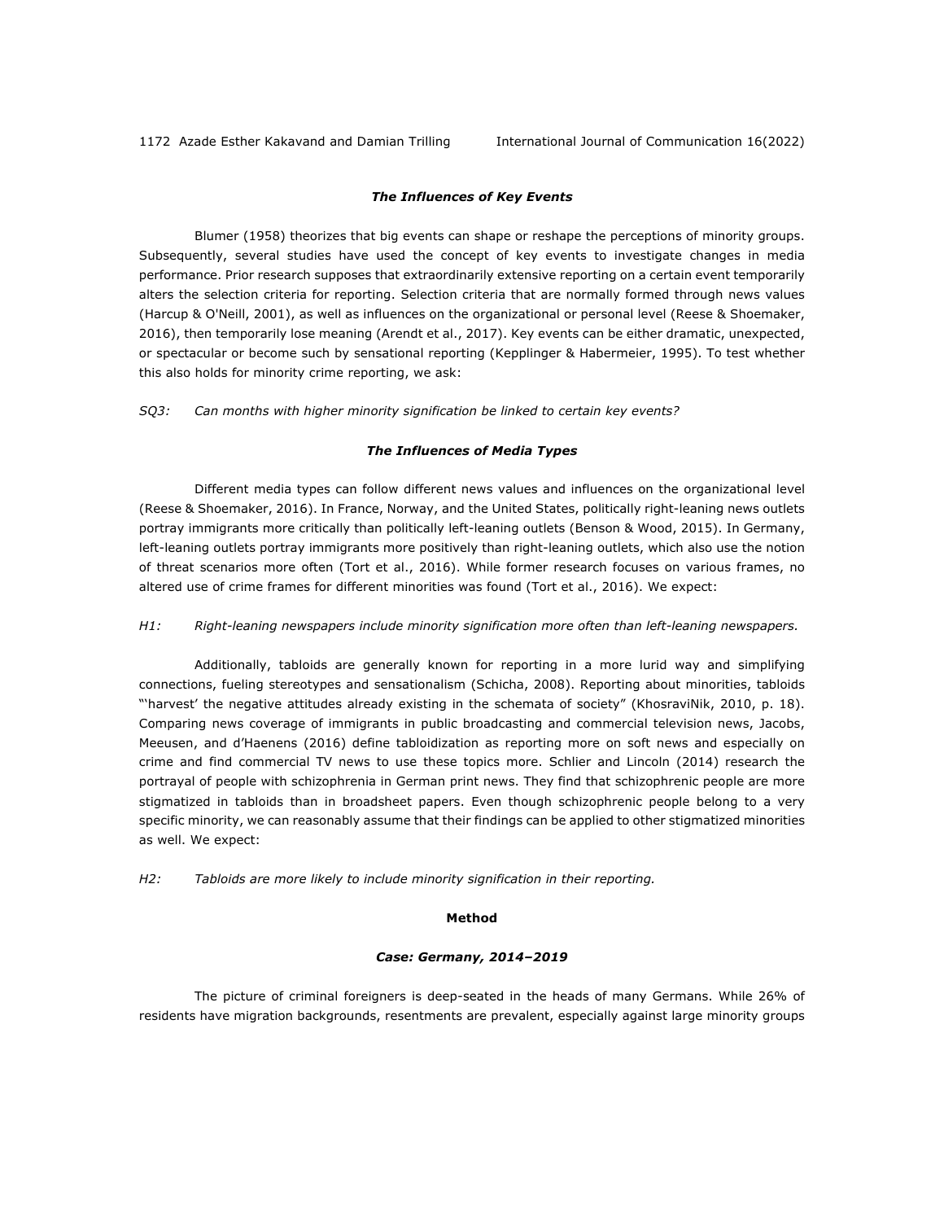### *The Influences of Key Events*

Blumer (1958) theorizes that big events can shape or reshape the perceptions of minority groups. Subsequently, several studies have used the concept of key events to investigate changes in media performance. Prior research supposes that extraordinarily extensive reporting on a certain event temporarily alters the selection criteria for reporting. Selection criteria that are normally formed through news values (Harcup & O'Neill, 2001), as well as influences on the organizational or personal level (Reese & Shoemaker, 2016), then temporarily lose meaning (Arendt et al., 2017). Key events can be either dramatic, unexpected, or spectacular or become such by sensational reporting (Kepplinger & Habermeier, 1995). To test whether this also holds for minority crime reporting, we ask:

*SQ3: Can months with higher minority signification be linked to certain key events?*

### *The Influences of Media Types*

Different media types can follow different news values and influences on the organizational level (Reese & Shoemaker, 2016). In France, Norway, and the United States, politically right-leaning news outlets portray immigrants more critically than politically left-leaning outlets (Benson & Wood, 2015). In Germany, left-leaning outlets portray immigrants more positively than right-leaning outlets, which also use the notion of threat scenarios more often (Tort et al., 2016). While former research focuses on various frames, no altered use of crime frames for different minorities was found (Tort et al., 2016). We expect:

*H1: Right-leaning newspapers include minority signification more often than left-leaning newspapers.*

Additionally, tabloids are generally known for reporting in a more lurid way and simplifying connections, fueling stereotypes and sensationalism (Schicha, 2008). Reporting about minorities, tabloids "'harvest' the negative attitudes already existing in the schemata of society" (KhosraviNik, 2010, p. 18). Comparing news coverage of immigrants in public broadcasting and commercial television news, Jacobs, Meeusen, and d'Haenens (2016) define tabloidization as reporting more on soft news and especially on crime and find commercial TV news to use these topics more. Schlier and Lincoln (2014) research the portrayal of people with schizophrenia in German print news. They find that schizophrenic people are more stigmatized in tabloids than in broadsheet papers. Even though schizophrenic people belong to a very specific minority, we can reasonably assume that their findings can be applied to other stigmatized minorities as well. We expect:

*H2: Tabloids are more likely to include minority signification in their reporting.*

## Method

### *Case: Germany, 2014–2019*

The picture of criminal foreigners is deep-seated in the heads of many Germans. While 26% of residents have migration backgrounds, resentments are prevalent, especially against large minority groups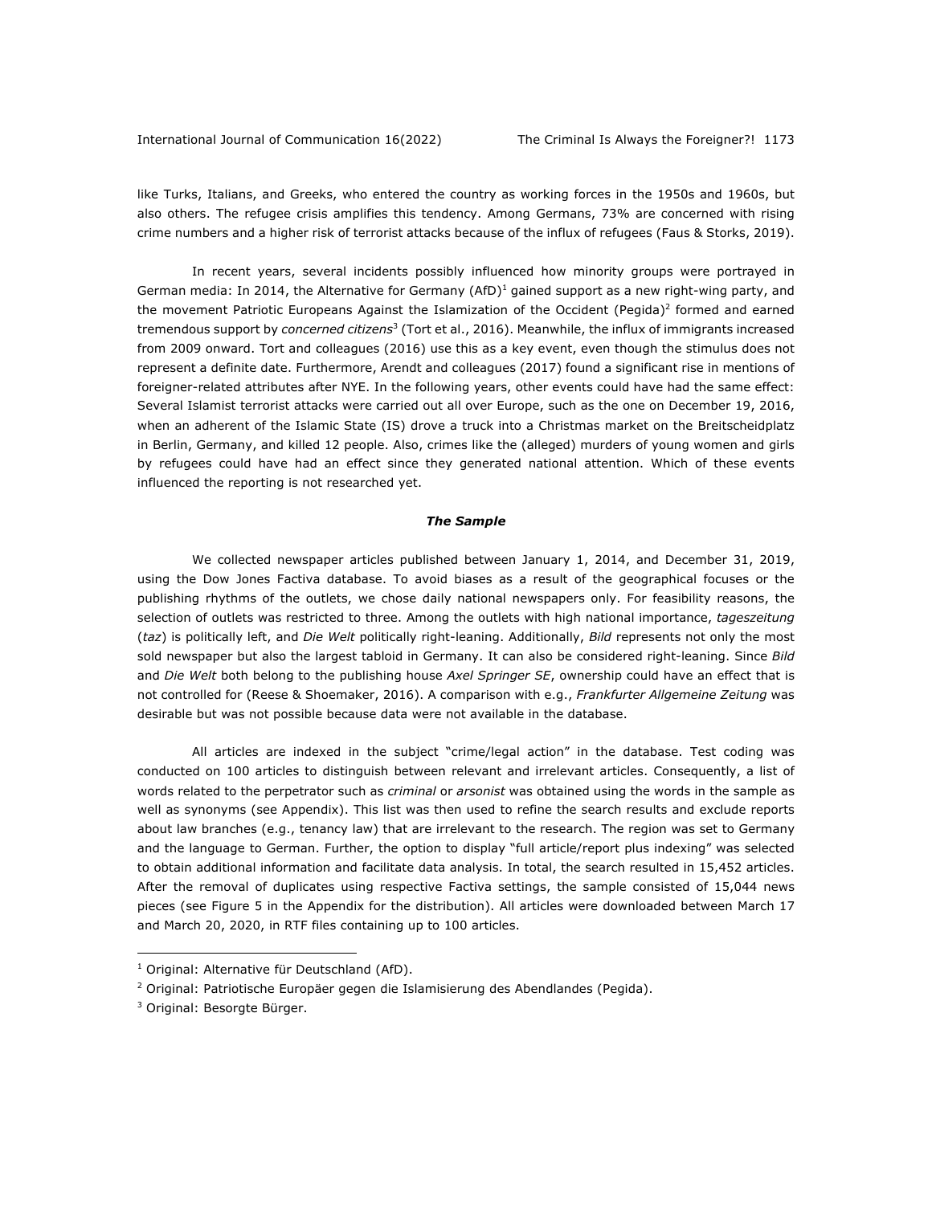like Turks, Italians, and Greeks, who entered the country as working forces in the 1950s and 1960s, but also others. The refugee crisis amplifies this tendency. Among Germans, 73% are concerned with rising crime numbers and a higher risk of terrorist attacks because of the influx of refugees (Faus & Storks, 2019).

In recent years, several incidents possibly influenced how minority groups were portrayed in German media: In 2014, the Alternative for Germany (AfD)[1] gained support as a new right-wing party, and the movement Patriotic Europeans Against the Islamization of the Occident (Pegida)[2] formed and earned tremendous support by *concerned citizens*[3] (Tort et al., 2016). Meanwhile, the influx of immigrants increased from 2009 onward. Tort and colleagues (2016) use this as a key event, even though the stimulus does not represent a definite date. Furthermore, Arendt and colleagues (2017) found a significant rise in mentions of foreigner-related attributes after NYE. In the following years, other events could have had the same effect: Several Islamist terrorist attacks were carried out all over Europe, such as the one on December 19, 2016, when an adherent of the Islamic State (IS) drove a truck into a Christmas market on the Breitscheidplatz in Berlin, Germany, and killed 12 people. Also, crimes like the (alleged) murders of young women and girls by refugees could have had an effect since they generated national attention. Which of these events influenced the reporting is not researched yet.

### *The Sample*

We collected newspaper articles published between January 1, 2014, and December 31, 2019, using the Dow Jones Factiva database. To avoid biases as a result of the geographical focuses or the publishing rhythms of the outlets, we chose daily national newspapers only. For feasibility reasons, the selection of outlets was restricted to three. Among the outlets with high national importance, *tageszeitung* (*taz*) is politically left, and *Die Welt* politically right-leaning. Additionally, *Bild* represents not only the most sold newspaper but also the largest tabloid in Germany. It can also be considered right-leaning. Since *Bild* and *Die Welt* both belong to the publishing house *Axel Springer SE*, ownership could have an effect that is not controlled for (Reese & Shoemaker, 2016). A comparison with e.g., *Frankfurter Allgemeine Zeitung* was desirable but was not possible because data were not available in the database.

All articles are indexed in the subject "crime/legal action" in the database. Test coding was conducted on 100 articles to distinguish between relevant and irrelevant articles. Consequently, a list of words related to the perpetrator such as *criminal* or *arsonist* was obtained using the words in the sample as well as synonyms (see Appendix). This list was then used to refine the search results and exclude reports about law branches (e.g., tenancy law) that are irrelevant to the research. The region was set to Germany and the language to German. Further, the option to display "full article/report plus indexing" was selected to obtain additional information and facilitate data analysis. In total, the search resulted in 15,452 articles. After the removal of duplicates using respective Factiva settings, the sample consisted of 15,044 news pieces (see Figure 5 in the Appendix for the distribution). All articles were downloaded between March 17 and March 20, 2020, in RTF files containing up to 100 articles.

---

[1] Original: Alternative für Deutschland (AfD).

[2] Original: Patriotische Europäer gegen die Islamisierung des Abendlandes (Pegida).

[3] Original: Besorgte Bürger.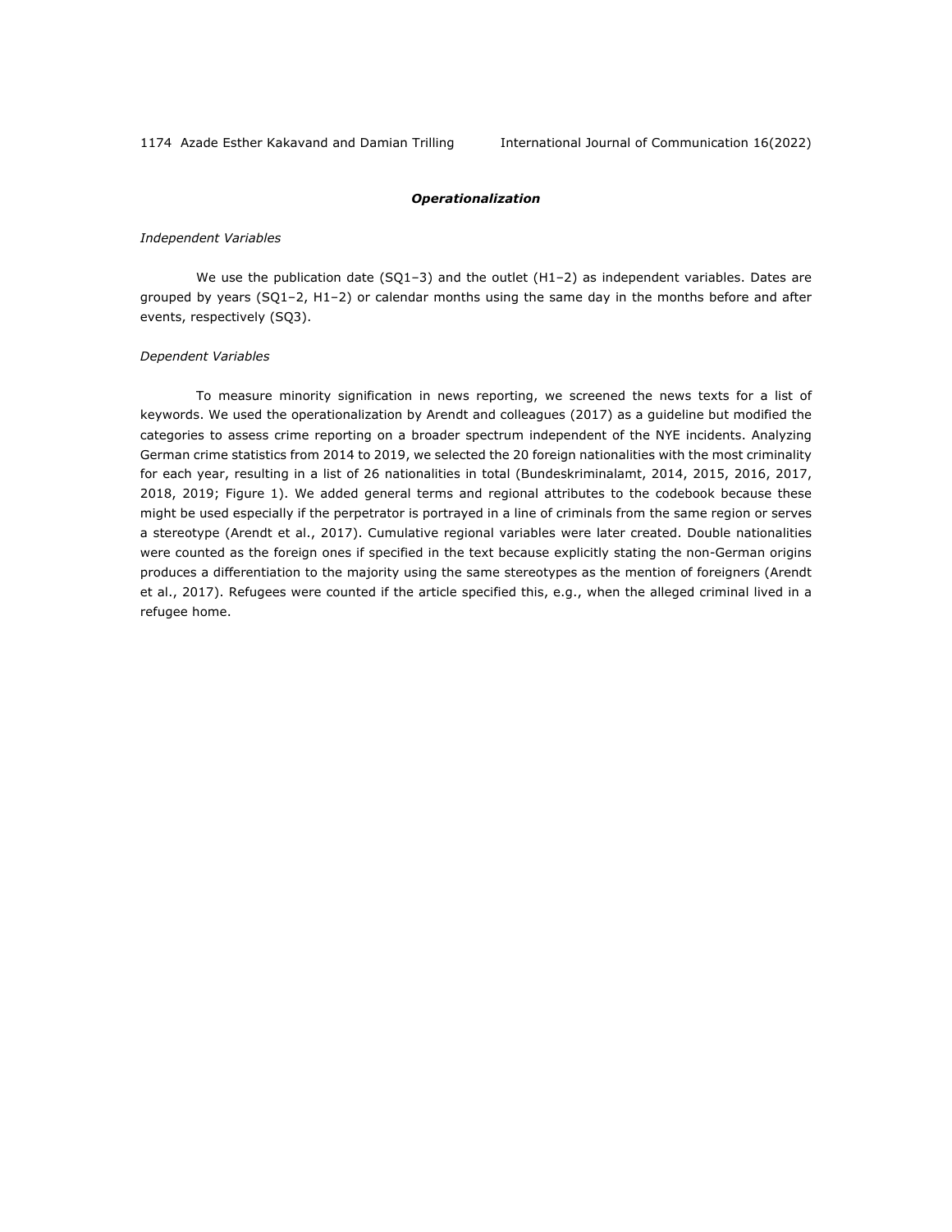### *Operationalization*

*Independent Variables*

We use the publication date (SQ1–3) and the outlet (H1–2) as independent variables. Dates are grouped by years (SQ1–2, H1–2) or calendar months using the same day in the months before and after events, respectively (SQ3).

*Dependent Variables*

To measure minority signification in news reporting, we screened the news texts for a list of keywords. We used the operationalization by Arendt and colleagues (2017) as a guideline but modified the categories to assess crime reporting on a broader spectrum independent of the NYE incidents. Analyzing German crime statistics from 2014 to 2019, we selected the 20 foreign nationalities with the most criminality for each year, resulting in a list of 26 nationalities in total (Bundeskriminalamt, 2014, 2015, 2016, 2017, 2018, 2019; Figure 1). We added general terms and regional attributes to the codebook because these might be used especially if the perpetrator is portrayed in a line of criminals from the same region or serves a stereotype (Arendt et al., 2017). Cumulative regional variables were later created. Double nationalities were counted as the foreign ones if specified in the text because explicitly stating the non-German origins produces a differentiation to the majority using the same stereotypes as the mention of foreigners (Arendt et al., 2017). Refugees were counted if the article specified this, e.g., when the alleged criminal lived in a refugee home.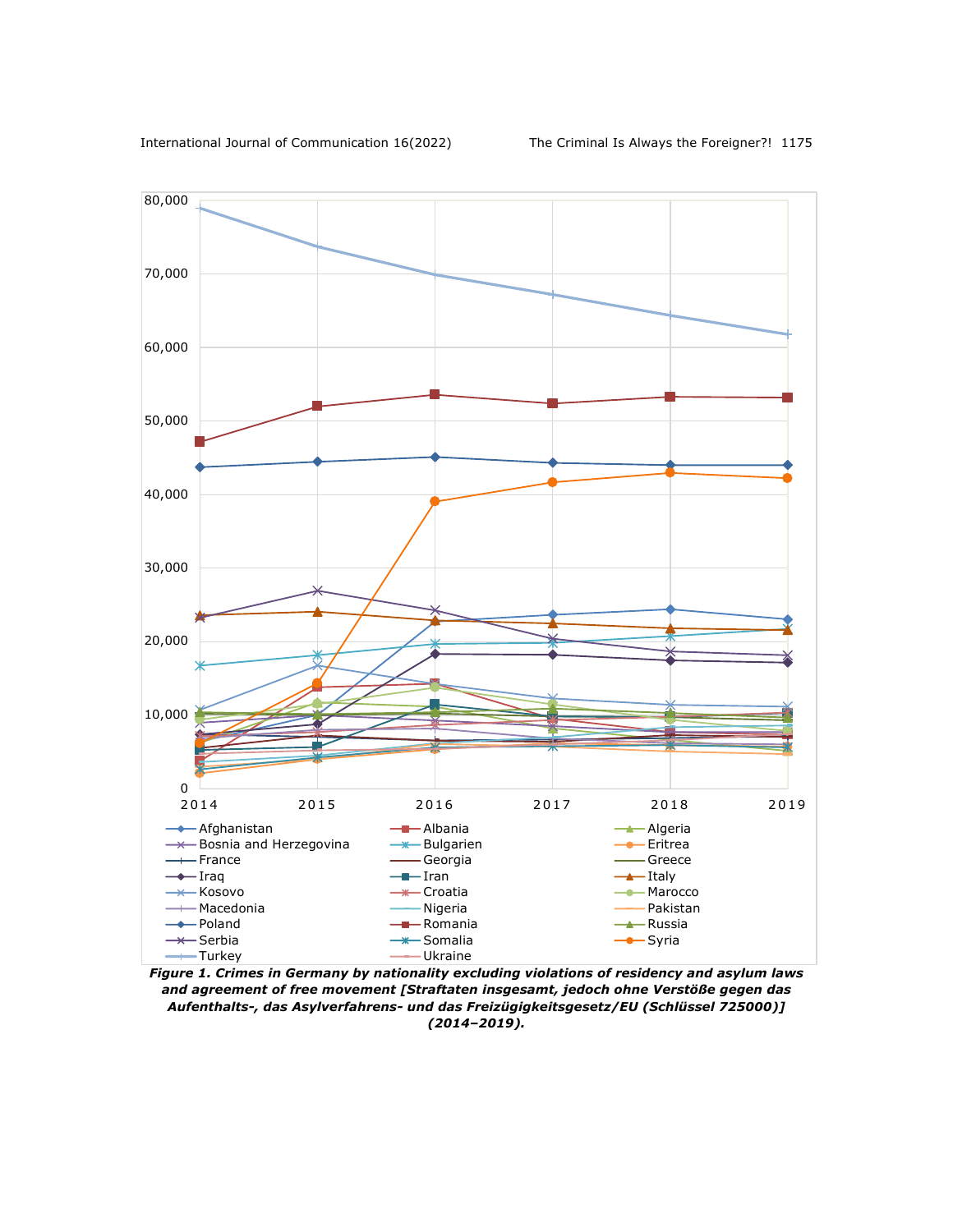**Figure 1. Crimes in Germany by nationality excluding violations of residency and asylum laws and agreement of free movement [Straftaten insgesamt, jedoch ohne Verstöße gegen das Aufenthalts-, das Asylverfahrens- und das Freizügigkeitsgesetz/EU (Schlüssel 725000)] (2014–2019).**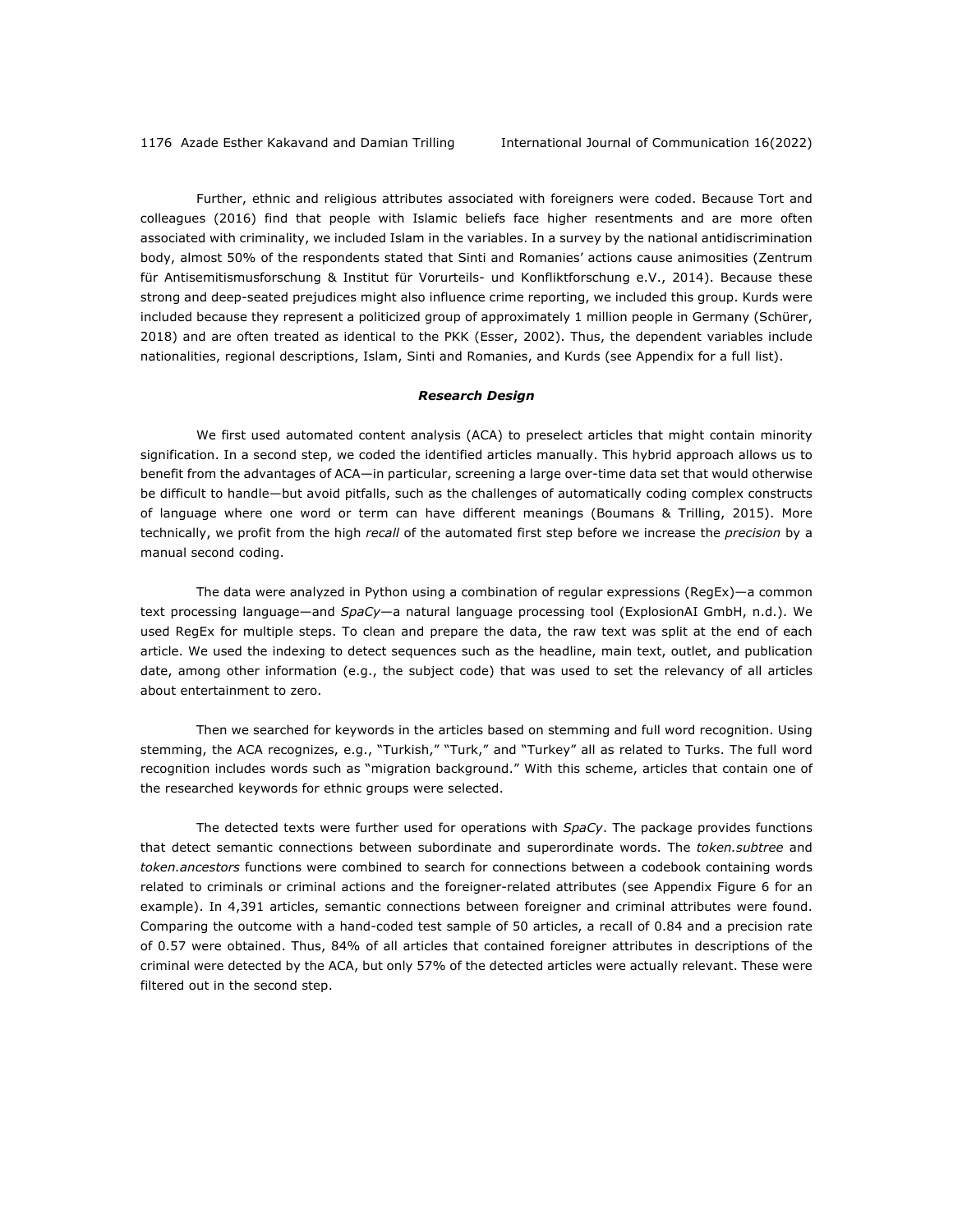Further, ethnic and religious attributes associated with foreigners were coded. Because Tort and colleagues (2016) find that people with Islamic beliefs face higher resentments and are more often associated with criminality, we included Islam in the variables. In a survey by the national antidiscrimination body, almost 50% of the respondents stated that Sinti and Romanies' actions cause animosities (Zentrum für Antisemitismusforschung & Institut für Vorurteils- und Konfliktforschung e.V., 2014). Because these strong and deep-seated prejudices might also influence crime reporting, we included this group. Kurds were included because they represent a politicized group of approximately 1 million people in Germany (Schürer, 2018) and are often treated as identical to the PKK (Esser, 2002). Thus, the dependent variables include nationalities, regional descriptions, Islam, Sinti and Romanies, and Kurds (see Appendix for a full list).

### *Research Design*

We first used automated content analysis (ACA) to preselect articles that might contain minority signification. In a second step, we coded the identified articles manually. This hybrid approach allows us to benefit from the advantages of ACA—in particular, screening a large over-time data set that would otherwise be difficult to handle—but avoid pitfalls, such as the challenges of automatically coding complex constructs of language where one word or term can have different meanings (Boumans & Trilling, 2015). More technically, we profit from the high *recall* of the automated first step before we increase the *precision* by a manual second coding.

The data were analyzed in Python using a combination of regular expressions (RegEx)—a common text processing language—and *SpaCy*—a natural language processing tool (ExplosionAI GmbH, n.d.). We used RegEx for multiple steps. To clean and prepare the data, the raw text was split at the end of each article. We used the indexing to detect sequences such as the headline, main text, outlet, and publication date, among other information (e.g., the subject code) that was used to set the relevancy of all articles about entertainment to zero.

Then we searched for keywords in the articles based on stemming and full word recognition. Using stemming, the ACA recognizes, e.g., "Turkish," "Turk," and "Turkey" all as related to Turks. The full word recognition includes words such as "migration background." With this scheme, articles that contain one of the researched keywords for ethnic groups were selected.

The detected texts were further used for operations with *SpaCy*. The package provides functions that detect semantic connections between subordinate and superordinate words. The *token.subtree* and *token.ancestors* functions were combined to search for connections between a codebook containing words related to criminals or criminal actions and the foreigner-related attributes (see Appendix Figure 6 for an example). In 4,391 articles, semantic connections between foreigner and criminal attributes were found. Comparing the outcome with a hand-coded test sample of 50 articles, a recall of 0.84 and a precision rate of 0.57 were obtained. Thus, 84% of all articles that contained foreigner attributes in descriptions of the criminal were detected by the ACA, but only 57% of the detected articles were actually relevant. These were filtered out in the second step.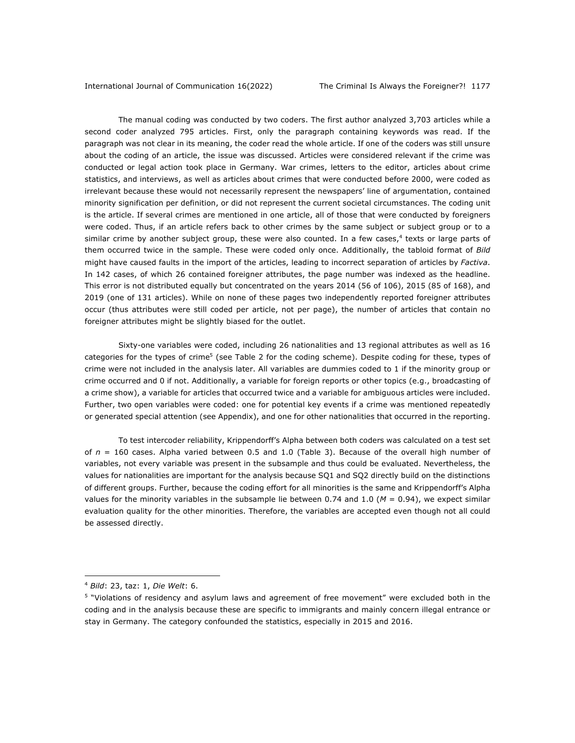The manual coding was conducted by two coders. The first author analyzed 3,703 articles while a second coder analyzed 795 articles. First, only the paragraph containing keywords was read. If the paragraph was not clear in its meaning, the coder read the whole article. If one of the coders was still unsure about the coding of an article, the issue was discussed. Articles were considered relevant if the crime was conducted or legal action took place in Germany. War crimes, letters to the editor, articles about crime statistics, and interviews, as well as articles about crimes that were conducted before 2000, were coded as irrelevant because these would not necessarily represent the newspapers' line of argumentation, contained minority signification per definition, or did not represent the current societal circumstances. The coding unit is the article. If several crimes are mentioned in one article, all of those that were conducted by foreigners were coded. Thus, if an article refers back to other crimes by the same subject or subject group or to a similar crime by another subject group, these were also counted. In a few cases,[4] texts or large parts of them occurred twice in the sample. These were coded only once. Additionally, the tabloid format of *Bild* might have caused faults in the import of the articles, leading to incorrect separation of articles by *Factiva*. In 142 cases, of which 26 contained foreigner attributes, the page number was indexed as the headline. This error is not distributed equally but concentrated on the years 2014 (56 of 106), 2015 (85 of 168), and 2019 (one of 131 articles). While on none of these pages two independently reported foreigner attributes occur (thus attributes were still coded per article, not per page), the number of articles that contain no foreigner attributes might be slightly biased for the outlet.

Sixty-one variables were coded, including 26 nationalities and 13 regional attributes as well as 16 categories for the types of crime[5] (see Table 2 for the coding scheme). Despite coding for these, types of crime were not included in the analysis later. All variables are dummies coded to 1 if the minority group or crime occurred and 0 if not. Additionally, a variable for foreign reports or other topics (e.g., broadcasting of a crime show), a variable for articles that occurred twice and a variable for ambiguous articles were included. Further, two open variables were coded: one for potential key events if a crime was mentioned repeatedly or generated special attention (see Appendix), and one for other nationalities that occurred in the reporting.

To test intercoder reliability, Krippendorff's Alpha between both coders was calculated on a test set of $n$ = 160 cases. Alpha varied between 0.5 and 1.0 (Table 3). Because of the overall high number of variables, not every variable was present in the subsample and thus could be evaluated. Nevertheless, the values for nationalities are important for the analysis because SQ1 and SQ2 directly build on the distinctions of different groups. Further, because the coding effort for all minorities is the same and Krippendorff's Alpha values for the minority variables in the subsample lie between 0.74 and 1.0 ($M$ = 0.94), we expect similar evaluation quality for the other minorities. Therefore, the variables are accepted even though not all could be assessed directly.

---

[4] *Bild*: 23, taz: 1, *Die Welt*: 6.

[5] "Violations of residency and asylum laws and agreement of free movement" were excluded both in the coding and in the analysis because these are specific to immigrants and mainly concern illegal entrance or stay in Germany. The category confounded the statistics, especially in 2015 and 2016.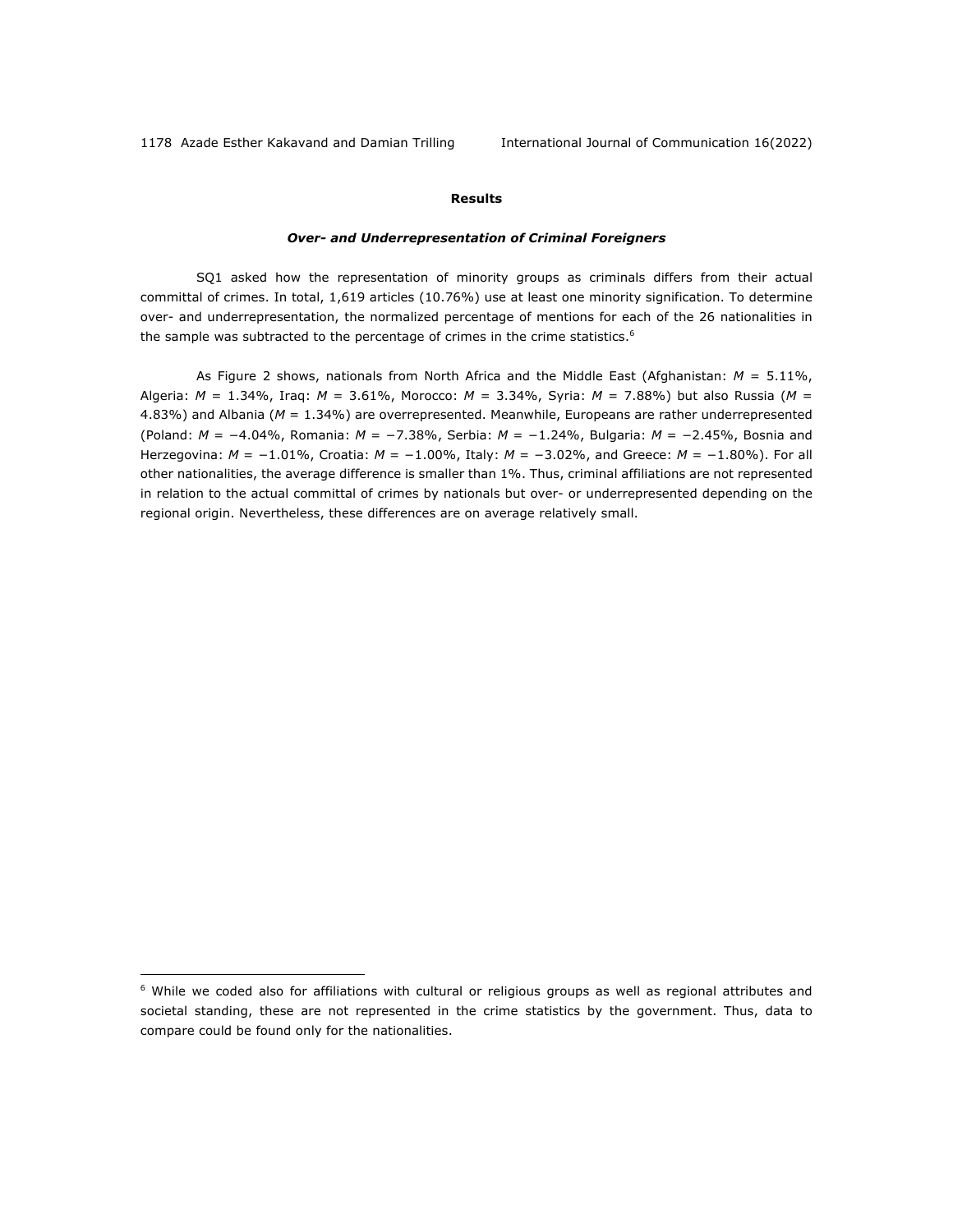## Results

### *Over- and Underrepresentation of Criminal Foreigners*

SQ1 asked how the representation of minority groups as criminals differs from their actual committal of crimes. In total, 1,619 articles (10.76%) use at least one minority signification. To determine over- and underrepresentation, the normalized percentage of mentions for each of the 26 nationalities in the sample was subtracted to the percentage of crimes in the crime statistics.[6]

As Figure 2 shows, nationals from North Africa and the Middle East (Afghanistan: $M$ = 5.11%, Algeria: $M$ = 1.34%, Iraq: $M$ = 3.61%, Morocco: $M$ = 3.34%, Syria: $M$ = 7.88%) but also Russia ($M$ = 4.83%) and Albania ($M$ = 1.34%) are overrepresented. Meanwhile, Europeans are rather underrepresented (Poland: $M$ = −4.04%, Romania: $M$ = −7.38%, Serbia: $M$ = −1.24%, Bulgaria: $M$ = −2.45%, Bosnia and Herzegovina: $M$ = −1.01%, Croatia: $M$ = −1.00%, Italy: $M$ = −3.02%, and Greece: $M$ = −1.80%). For all other nationalities, the average difference is smaller than 1%. Thus, criminal affiliations are not represented in relation to the actual committal of crimes by nationals but over- or underrepresented depending on the regional origin. Nevertheless, these differences are on average relatively small.

---

[6] While we coded also for affiliations with cultural or religious groups as well as regional attributes and societal standing, these are not represented in the crime statistics by the government. Thus, data to compare could be found only for the nationalities.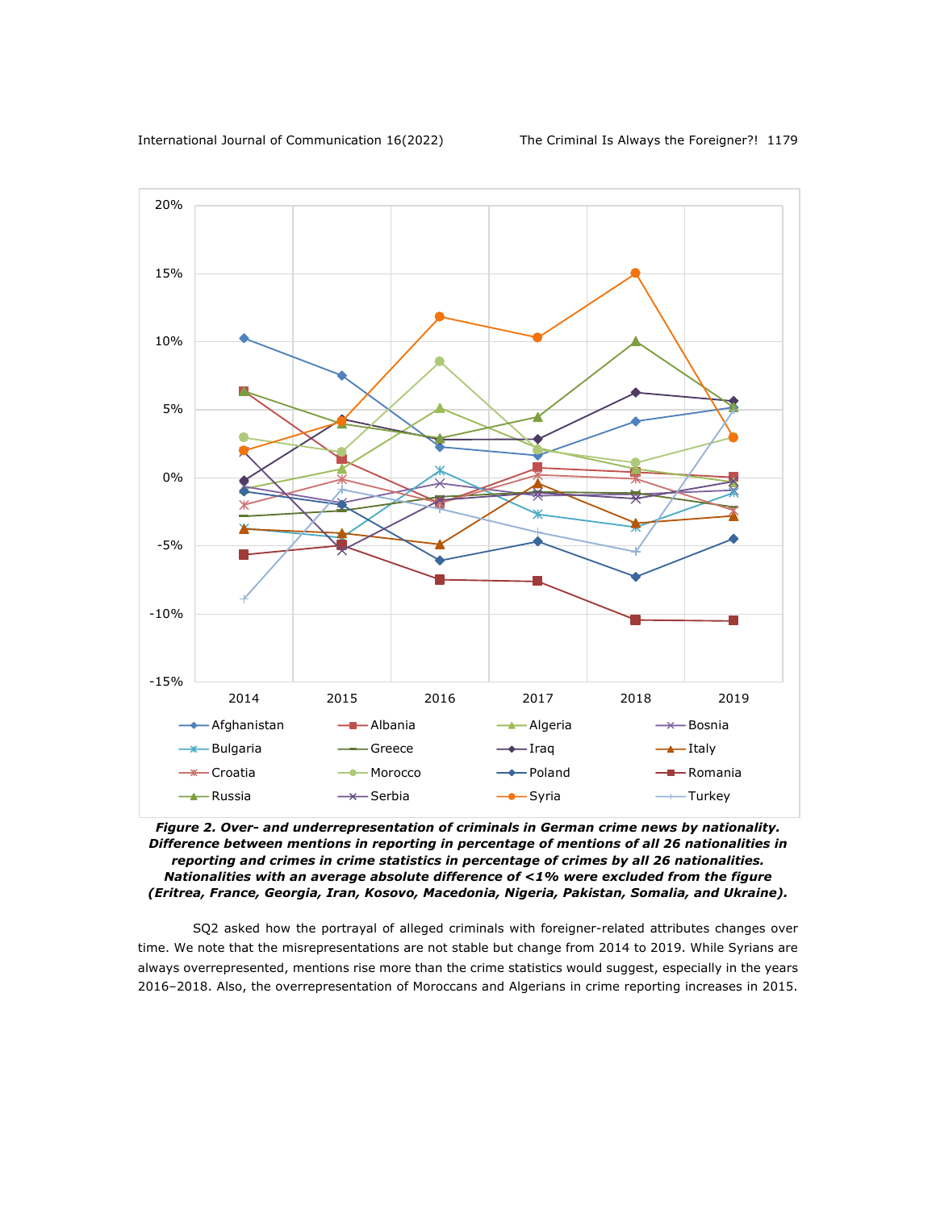***Figure 2. Over- and underrepresentation of criminals in German crime news by nationality. Difference between mentions in reporting in percentage of mentions of all 26 nationalities in reporting and crimes in crime statistics in percentage of crimes by all 26 nationalities. Nationalities with an average absolute difference of <1% were excluded from the figure (Eritrea, France, Georgia, Iran, Kosovo, Macedonia, Nigeria, Pakistan, Somalia, and Ukraine).***

SQ2 asked how the portrayal of alleged criminals with foreigner-related attributes changes over time. We note that the misrepresentations are not stable but change from 2014 to 2019. While Syrians are always overrepresented, mentions rise more than the crime statistics would suggest, especially in the years 2016–2018. Also, the overrepresentation of Moroccans and Algerians in crime reporting increases in 2015.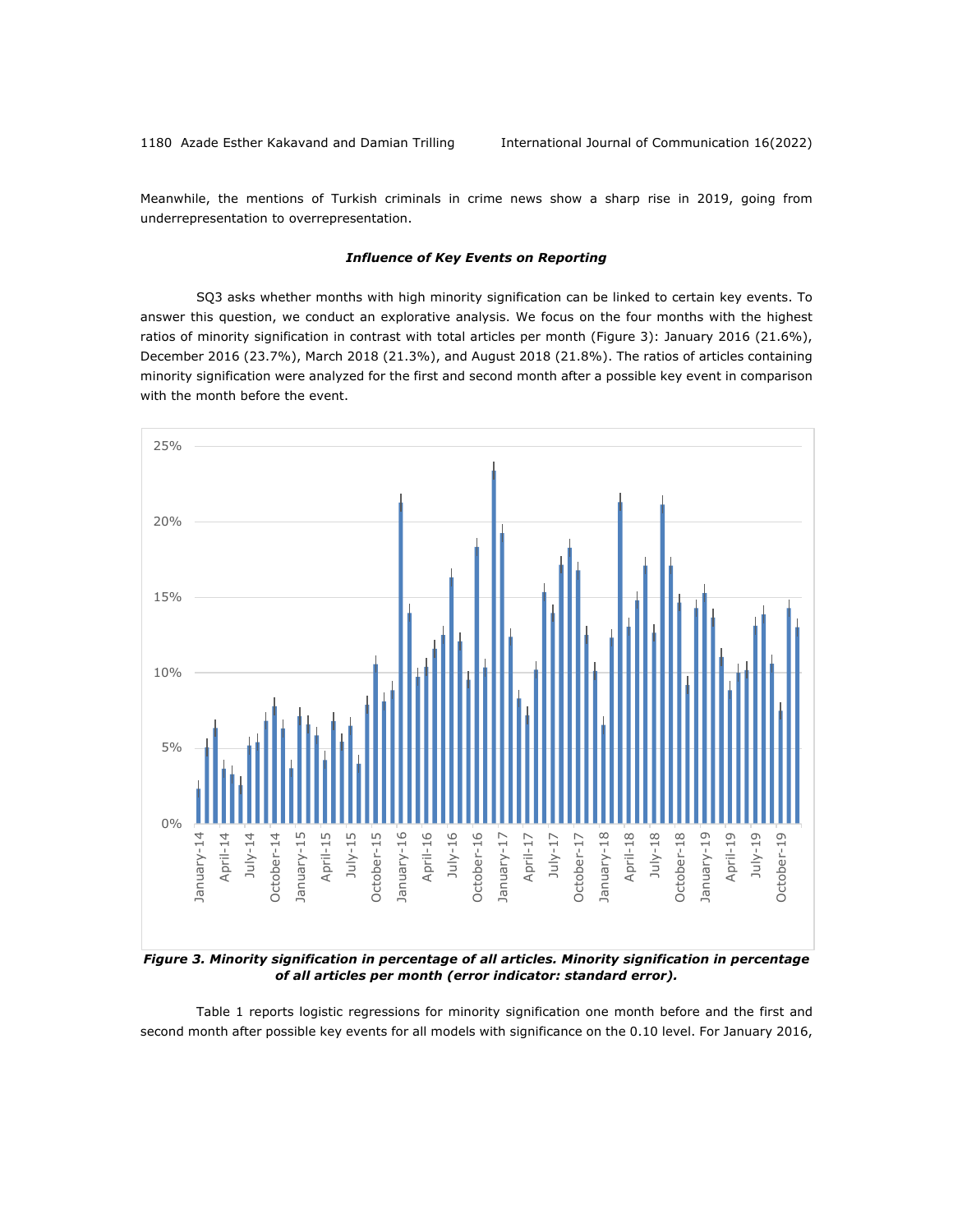Meanwhile, the mentions of Turkish criminals in crime news show a sharp rise in 2019, going from underrepresentation to overrepresentation.

### *Influence of Key Events on Reporting*

SQ3 asks whether months with high minority signification can be linked to certain key events. To answer this question, we conduct an explorative analysis. We focus on the four months with the highest ratios of minority signification in contrast with total articles per month (Figure 3): January 2016 (21.6%), December 2016 (23.7%), March 2018 (21.3%), and August 2018 (21.8%). The ratios of articles containing minority signification were analyzed for the first and second month after a possible key event in comparison with the month before the event.

***Figure 3. Minority signification in percentage of all articles. Minority signification in percentage of all articles per month (error indicator: standard error).***

Table 1 reports logistic regressions for minority signification one month before and the first and second month after possible key events for all models with significance on the 0.10 level. For January 2016,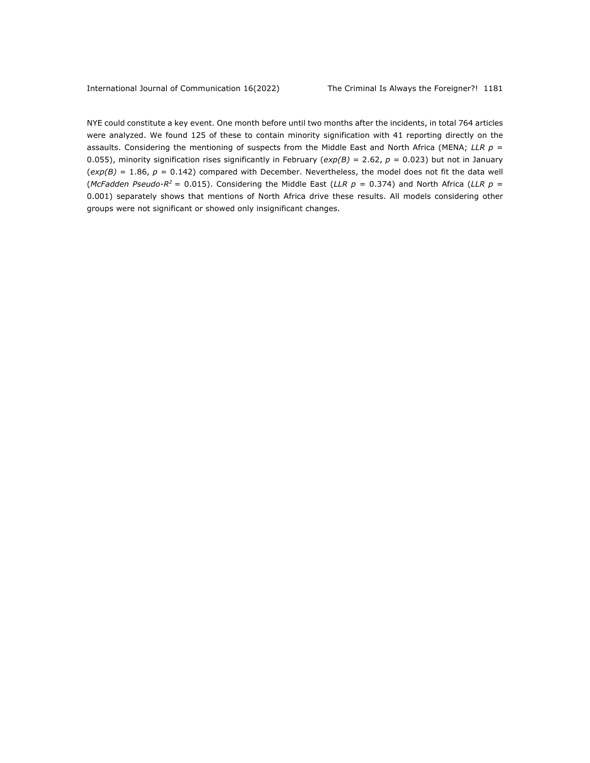NYE could constitute a key event. One month before until two months after the incidents, in total 764 articles were analyzed. We found 125 of these to contain minority signification with 41 reporting directly on the assaults. Considering the mentioning of suspects from the Middle East and North Africa (MENA; *LLR* $p$ = 0.055), minority signification rises significantly in February (*exp(B)* = 2.62, $p$ = 0.023) but not in January (*exp(B)* = 1.86, $p$ = 0.142) compared with December. Nevertheless, the model does not fit the data well (*McFadden Pseudo-*$R^2$ = 0.015). Considering the Middle East (*LLR* $p$ = 0.374) and North Africa (*LLR* $p$ = 0.001) separately shows that mentions of North Africa drive these results. All models considering other groups were not significant or showed only insignificant changes.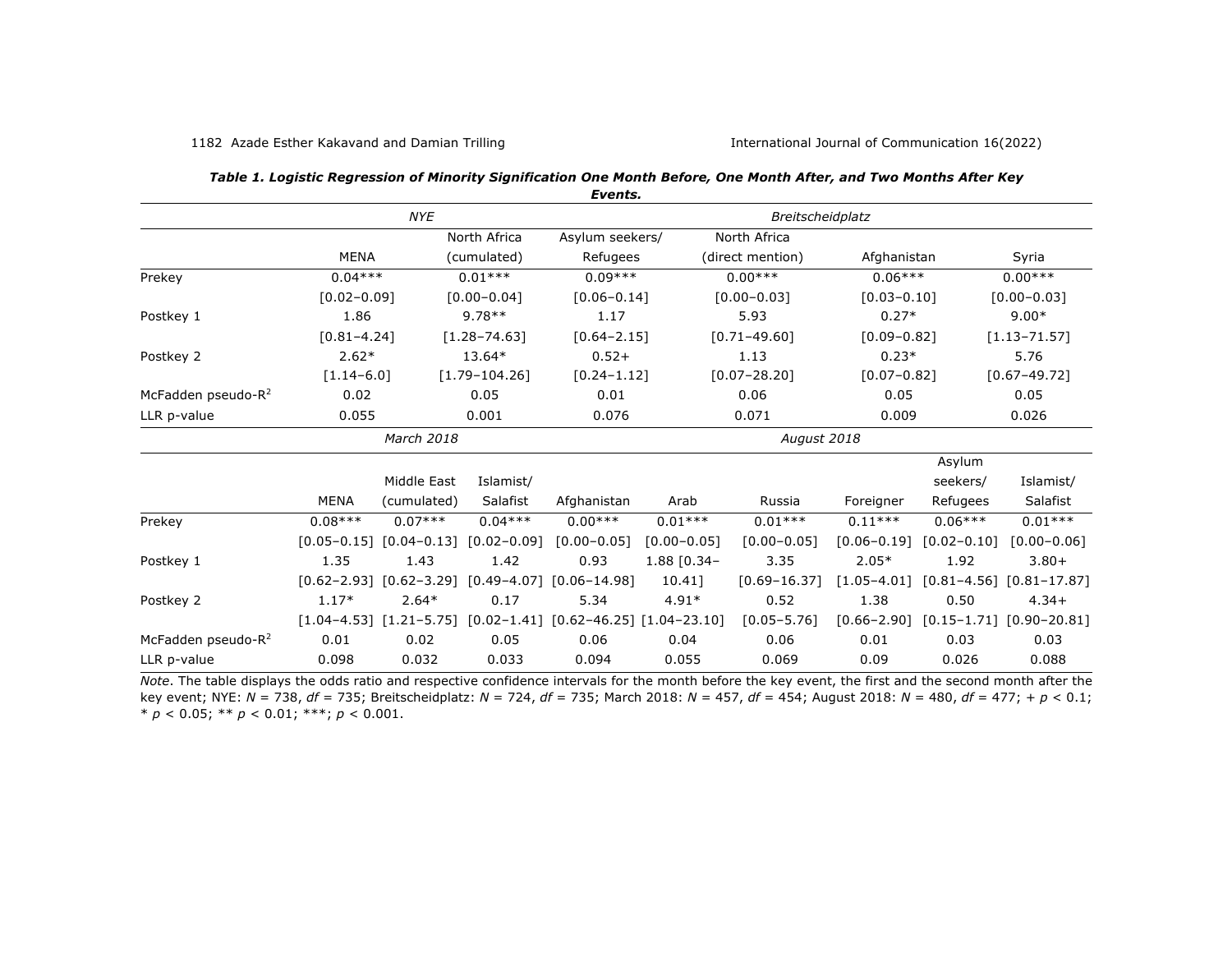**Table 1. Logistic Regression of Minority Signification One Month Before, One Month After, and Two Months After Key Events.**

| | *NYE* | | *Breitscheidplatz* | | | |
|---|---|---|---|---|---|---|
| | MENA | North Africa (cumulated) | Asylum seekers/ Refugees | North Africa (direct mention) | Afghanistan | Syria |
| Prekey | 0.04*** | 0.01*** | 0.09*** | 0.00*** | 0.06*** | 0.00*** |
| | [0.02–0.09] | [0.00–0.04] | [0.06–0.14] | [0.00–0.03] | [0.03–0.10] | [0.00–0.03] |
| Postkey 1 | 1.86 | 9.78** | 1.17 | 5.93 | 0.27* | 9.00* |
| | [0.81–4.24] | [1.28–74.63] | [0.64–2.15] | [0.71–49.60] | [0.09–0.82] | [1.13–71.57] |
| Postkey 2 | 2.62* | 13.64* | 0.52+ | 1.13 | 0.23* | 5.76 |
| | [1.14–6.0] | [1.79–104.26] | [0.24–1.12] | [0.07–28.20] | [0.07–0.82] | [0.67–49.72] |
| McFadden pseudo-$R^2$ | 0.02 | 0.05 | 0.01 | 0.06 | 0.05 | 0.05 |
| LLR p-value | 0.055 | 0.001 | 0.076 | 0.071 | 0.009 | 0.026 |

| | *March 2018* | | | *August 2018* | | | | | |
|---|---|---|---|---|---|---|---|---|---|
| | MENA | Middle East (cumulated) | Islamist/ Salafist | Afghanistan | Arab | Russia | Foreigner | Asylum seekers/ Refugees | Islamist/ Salafist |
| Prekey | 0.08*** | 0.07*** | 0.04*** | 0.00*** | 0.01*** | 0.01*** | 0.11*** | 0.06*** | 0.01*** |
| | [0.05–0.15] | [0.04–0.13] | [0.02–0.09] | [0.00–0.05] | [0.00–0.05] | [0.00–0.05] | [0.06–0.19] | [0.02–0.10] | [0.00–0.06] |
| Postkey 1 | 1.35 | 1.43 | 1.42 | 0.93 | 1.88 [0.34–10.41] | 3.35 | 2.05* | 1.92 | 3.80+ |
| | [0.62–2.93] | [0.62–3.29] | [0.49–4.07] | [0.06–14.98] | | [0.69–16.37] | [1.05–4.01] | [0.81–4.56] | [0.81–17.87] |
| Postkey 2 | 1.17* | 2.64* | 0.17 | 5.34 | 4.91* | 0.52 | 1.38 | 0.50 | 4.34+ |
| | [1.04–4.53] | [1.21–5.75] | [0.02–1.41] | [0.62–46.25] | [1.04–23.10] | [0.05–5.76] | [0.66–2.90] | [0.15–1.71] | [0.90–20.81] |
| McFadden pseudo-$R^2$ | 0.01 | 0.02 | 0.05 | 0.06 | 0.04 | 0.06 | 0.01 | 0.03 | 0.03 |
| LLR p-value | 0.098 | 0.032 | 0.033 | 0.094 | 0.055 | 0.069 | 0.09 | 0.026 | 0.088 |

*Note*. The table displays the odds ratio and respective confidence intervals for the month before the key event, the first and the second month after the key event; NYE: $N = 738$, $df = 735$; Breitscheidplatz: $N = 724$, $df = 735$; March 2018: $N = 457$, $df = 454$; August 2018: $N = 480$, $df = 477$; + $p < 0.1$; * $p < 0.05$; ** $p < 0.01$; ***; $p < 0.001$.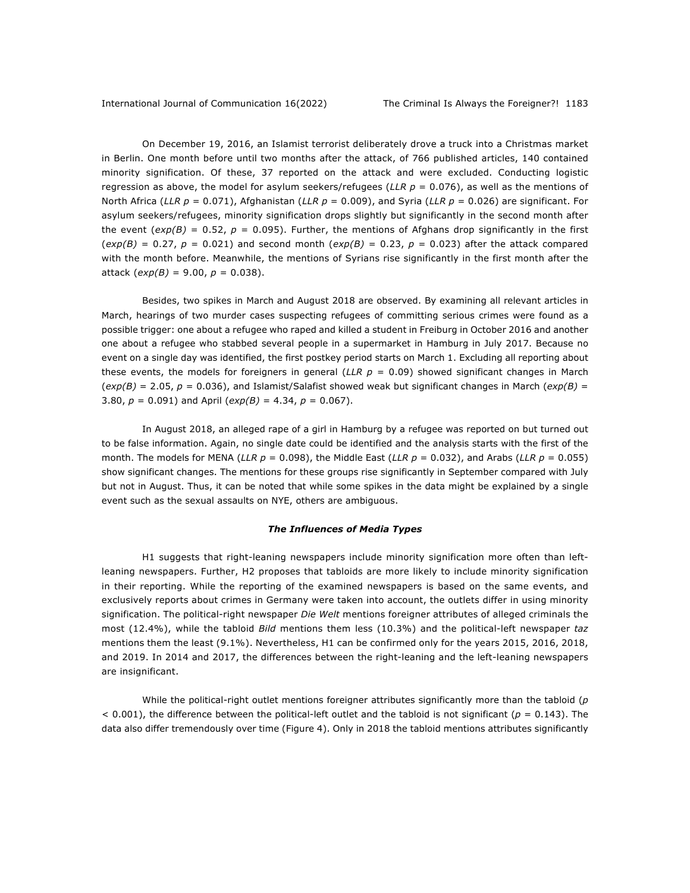On December 19, 2016, an Islamist terrorist deliberately drove a truck into a Christmas market in Berlin. One month before until two months after the attack, of 766 published articles, 140 contained minority signification. Of these, 37 reported on the attack and were excluded. Conducting logistic regression as above, the model for asylum seekers/refugees (*LLR* $p = 0.076$), as well as the mentions of North Africa (*LLR* $p = 0.071$), Afghanistan (*LLR* $p = 0.009$), and Syria (*LLR* $p = 0.026$) are significant. For asylum seekers/refugees, minority signification drops slightly but significantly in the second month after the event ($exp(B) = 0.52$, $p = 0.095$). Further, the mentions of Afghans drop significantly in the first ($exp(B) = 0.27$, $p = 0.021$) and second month ($exp(B) = 0.23$, $p = 0.023$) after the attack compared with the month before. Meanwhile, the mentions of Syrians rise significantly in the first month after the attack ($exp(B) = 9.00$, $p = 0.038$).

Besides, two spikes in March and August 2018 are observed. By examining all relevant articles in March, hearings of two murder cases suspecting refugees of committing serious crimes were found as a possible trigger: one about a refugee who raped and killed a student in Freiburg in October 2016 and another one about a refugee who stabbed several people in a supermarket in Hamburg in July 2017. Because no event on a single day was identified, the first postkey period starts on March 1. Excluding all reporting about these events, the models for foreigners in general (*LLR* $p = 0.09$) showed significant changes in March ($exp(B) = 2.05$, $p = 0.036$), and Islamist/Salafist showed weak but significant changes in March ($exp(B) = 3.80$, $p = 0.091$) and April ($exp(B) = 4.34$, $p = 0.067$).

In August 2018, an alleged rape of a girl in Hamburg by a refugee was reported on but turned out to be false information. Again, no single date could be identified and the analysis starts with the first of the month. The models for MENA (*LLR* $p = 0.098$), the Middle East (*LLR* $p = 0.032$), and Arabs (*LLR* $p = 0.055$) show significant changes. The mentions for these groups rise significantly in September compared with July but not in August. Thus, it can be noted that while some spikes in the data might be explained by a single event such as the sexual assaults on NYE, others are ambiguous.

### *The Influences of Media Types*

H1 suggests that right-leaning newspapers include minority signification more often than left-leaning newspapers. Further, H2 proposes that tabloids are more likely to include minority signification in their reporting. While the reporting of the examined newspapers is based on the same events, and exclusively reports about crimes in Germany were taken into account, the outlets differ in using minority signification. The political-right newspaper *Die Welt* mentions foreigner attributes of alleged criminals the most (12.4%), while the tabloid *Bild* mentions them less (10.3%) and the political-left newspaper *taz* mentions them the least (9.1%). Nevertheless, H1 can be confirmed only for the years 2015, 2016, 2018, and 2019. In 2014 and 2017, the differences between the right-leaning and the left-leaning newspapers are insignificant.

While the political-right outlet mentions foreigner attributes significantly more than the tabloid ($p < 0.001$), the difference between the political-left outlet and the tabloid is not significant ($p = 0.143$). The data also differ tremendously over time (Figure 4). Only in 2018 the tabloid mentions attributes significantly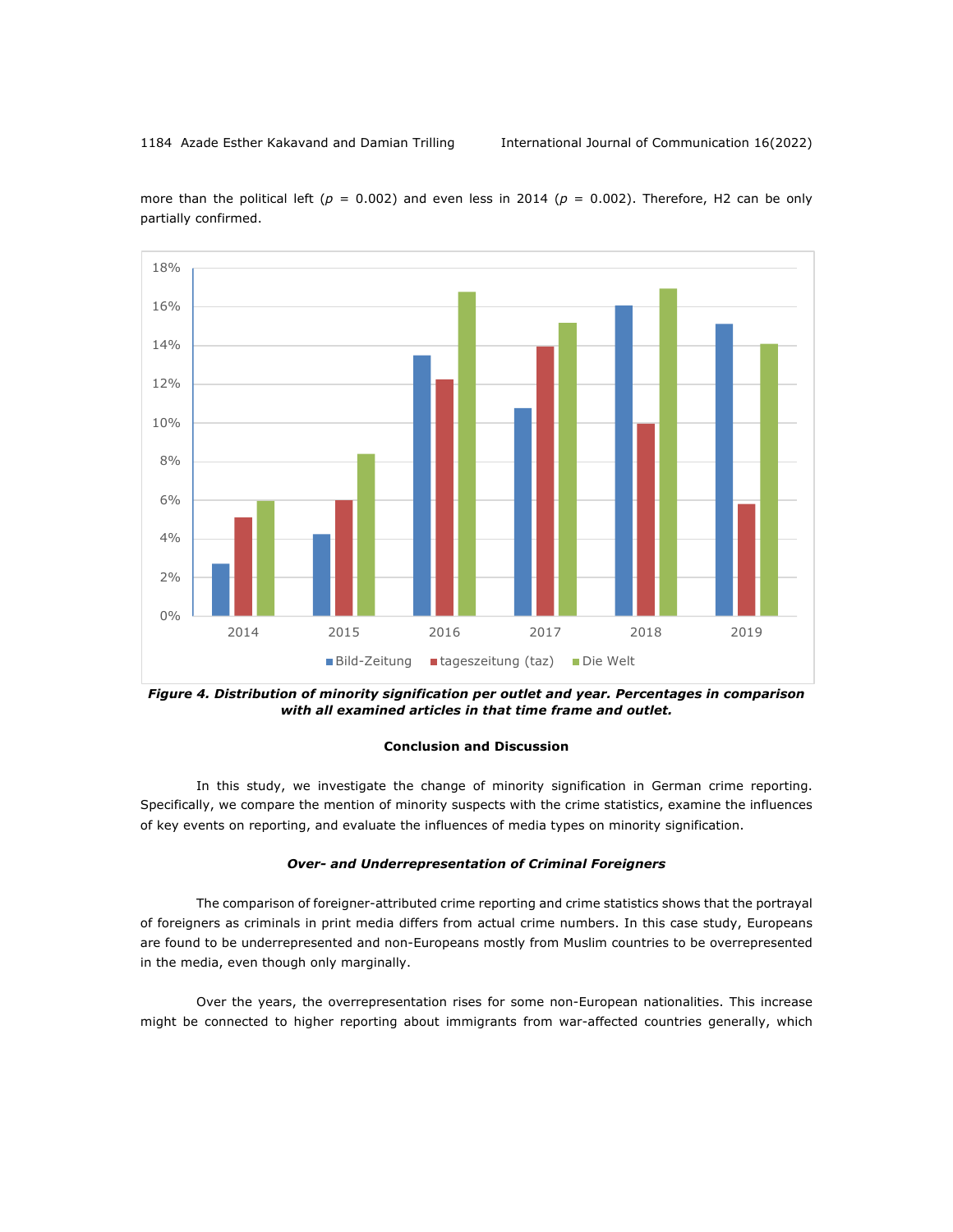more than the political left ($p$ = 0.002) and even less in 2014 ($p$ = 0.002). Therefore, H2 can be only partially confirmed.

***Figure 4. Distribution of minority signification per outlet and year. Percentages in comparison with all examined articles in that time frame and outlet.***

## Conclusion and Discussion

In this study, we investigate the change of minority signification in German crime reporting. Specifically, we compare the mention of minority suspects with the crime statistics, examine the influences of key events on reporting, and evaluate the influences of media types on minority signification.

### *Over- and Underrepresentation of Criminal Foreigners*

The comparison of foreigner-attributed crime reporting and crime statistics shows that the portrayal of foreigners as criminals in print media differs from actual crime numbers. In this case study, Europeans are found to be underrepresented and non-Europeans mostly from Muslim countries to be overrepresented in the media, even though only marginally.

Over the years, the overrepresentation rises for some non-European nationalities. This increase might be connected to higher reporting about immigrants from war-affected countries generally, which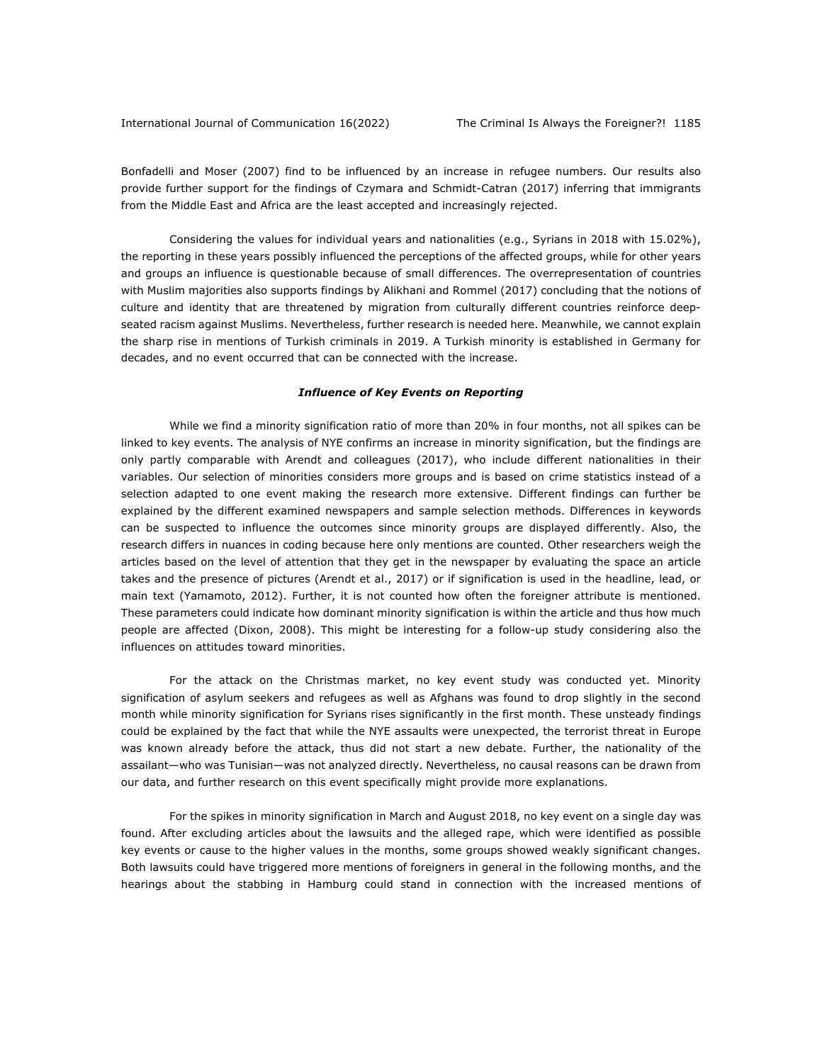Bonfadelli and Moser (2007) find to be influenced by an increase in refugee numbers. Our results also provide further support for the findings of Czymara and Schmidt-Catran (2017) inferring that immigrants from the Middle East and Africa are the least accepted and increasingly rejected.

Considering the values for individual years and nationalities (e.g., Syrians in 2018 with 15.02%), the reporting in these years possibly influenced the perceptions of the affected groups, while for other years and groups an influence is questionable because of small differences. The overrepresentation of countries with Muslim majorities also supports findings by Alikhani and Rommel (2017) concluding that the notions of culture and identity that are threatened by migration from culturally different countries reinforce deep-seated racism against Muslims. Nevertheless, further research is needed here. Meanwhile, we cannot explain the sharp rise in mentions of Turkish criminals in 2019. A Turkish minority is established in Germany for decades, and no event occurred that can be connected with the increase.

### *Influence of Key Events on Reporting*

While we find a minority signification ratio of more than 20% in four months, not all spikes can be linked to key events. The analysis of NYE confirms an increase in minority signification, but the findings are only partly comparable with Arendt and colleagues (2017), who include different nationalities in their variables. Our selection of minorities considers more groups and is based on crime statistics instead of a selection adapted to one event making the research more extensive. Different findings can further be explained by the different examined newspapers and sample selection methods. Differences in keywords can be suspected to influence the outcomes since minority groups are displayed differently. Also, the research differs in nuances in coding because here only mentions are counted. Other researchers weigh the articles based on the level of attention that they get in the newspaper by evaluating the space an article takes and the presence of pictures (Arendt et al., 2017) or if signification is used in the headline, lead, or main text (Yamamoto, 2012). Further, it is not counted how often the foreigner attribute is mentioned. These parameters could indicate how dominant minority signification is within the article and thus how much people are affected (Dixon, 2008). This might be interesting for a follow-up study considering also the influences on attitudes toward minorities.

For the attack on the Christmas market, no key event study was conducted yet. Minority signification of asylum seekers and refugees as well as Afghans was found to drop slightly in the second month while minority signification for Syrians rises significantly in the first month. These unsteady findings could be explained by the fact that while the NYE assaults were unexpected, the terrorist threat in Europe was known already before the attack, thus did not start a new debate. Further, the nationality of the assailant—who was Tunisian—was not analyzed directly. Nevertheless, no causal reasons can be drawn from our data, and further research on this event specifically might provide more explanations.

For the spikes in minority signification in March and August 2018, no key event on a single day was found. After excluding articles about the lawsuits and the alleged rape, which were identified as possible key events or cause to the higher values in the months, some groups showed weakly significant changes. Both lawsuits could have triggered more mentions of foreigners in general in the following months, and the hearings about the stabbing in Hamburg could stand in connection with the increased mentions of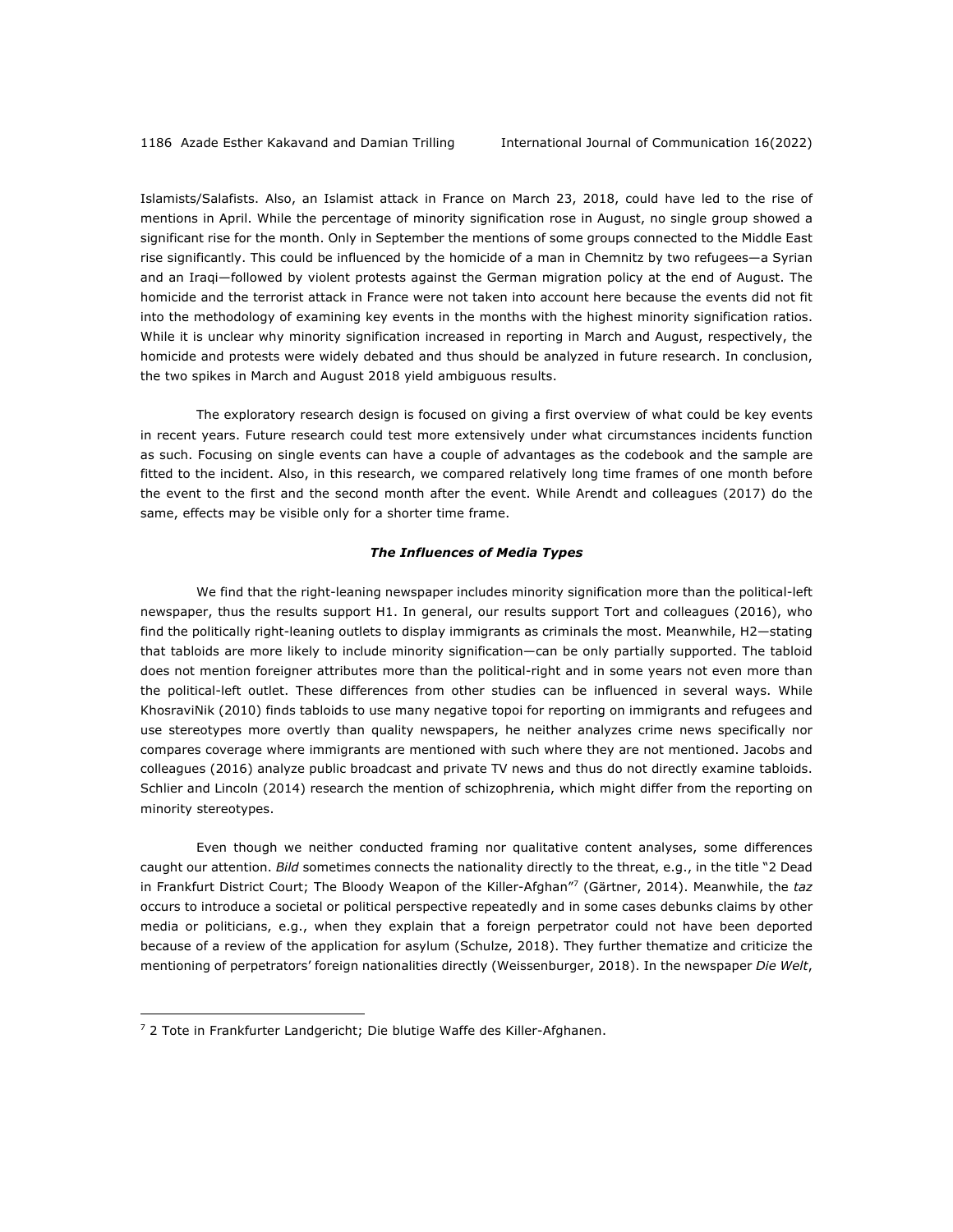Islamists/Salafists. Also, an Islamist attack in France on March 23, 2018, could have led to the rise of mentions in April. While the percentage of minority signification rose in August, no single group showed a significant rise for the month. Only in September the mentions of some groups connected to the Middle East rise significantly. This could be influenced by the homicide of a man in Chemnitz by two refugees—a Syrian and an Iraqi—followed by violent protests against the German migration policy at the end of August. The homicide and the terrorist attack in France were not taken into account here because the events did not fit into the methodology of examining key events in the months with the highest minority signification ratios. While it is unclear why minority signification increased in reporting in March and August, respectively, the homicide and protests were widely debated and thus should be analyzed in future research. In conclusion, the two spikes in March and August 2018 yield ambiguous results.

The exploratory research design is focused on giving a first overview of what could be key events in recent years. Future research could test more extensively under what circumstances incidents function as such. Focusing on single events can have a couple of advantages as the codebook and the sample are fitted to the incident. Also, in this research, we compared relatively long time frames of one month before the event to the first and the second month after the event. While Arendt and colleagues (2017) do the same, effects may be visible only for a shorter time frame.

### *The Influences of Media Types*

We find that the right-leaning newspaper includes minority signification more than the political-left newspaper, thus the results support H1. In general, our results support Tort and colleagues (2016), who find the politically right-leaning outlets to display immigrants as criminals the most. Meanwhile, H2—stating that tabloids are more likely to include minority signification—can be only partially supported. The tabloid does not mention foreigner attributes more than the political-right and in some years not even more than the political-left outlet. These differences from other studies can be influenced in several ways. While KhosraviNik (2010) finds tabloids to use many negative topoi for reporting on immigrants and refugees and use stereotypes more overtly than quality newspapers, he neither analyzes crime news specifically nor compares coverage where immigrants are mentioned with such where they are not mentioned. Jacobs and colleagues (2016) analyze public broadcast and private TV news and thus do not directly examine tabloids. Schlier and Lincoln (2014) research the mention of schizophrenia, which might differ from the reporting on minority stereotypes.

Even though we neither conducted framing nor qualitative content analyses, some differences caught our attention. *Bild* sometimes connects the nationality directly to the threat, e.g., in the title "2 Dead in Frankfurt District Court; The Bloody Weapon of the Killer-Afghan"[7] (Gärtner, 2014). Meanwhile, the *taz* occurs to introduce a societal or political perspective repeatedly and in some cases debunks claims by other media or politicians, e.g., when they explain that a foreign perpetrator could not have been deported because of a review of the application for asylum (Schulze, 2018). They further thematize and criticize the mentioning of perpetrators' foreign nationalities directly (Weissenburger, 2018). In the newspaper *Die Welt*,

---

[7] 2 Tote in Frankfurter Landgericht; Die blutige Waffe des Killer-Afghanen.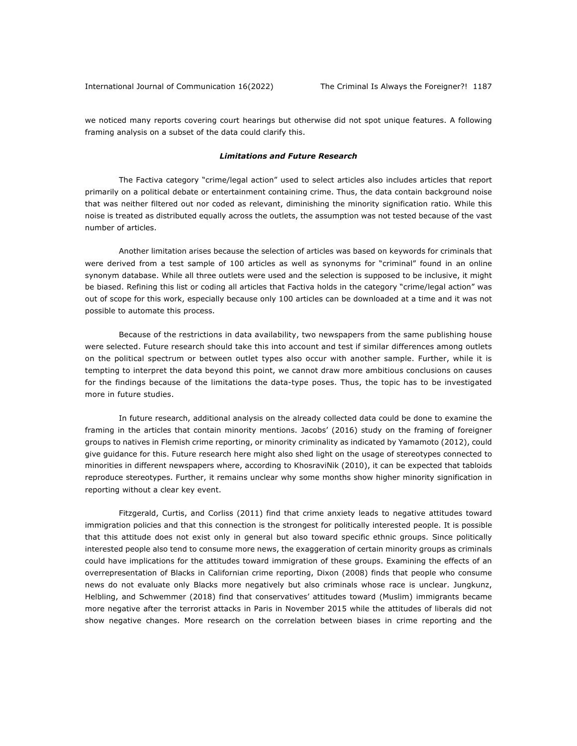we noticed many reports covering court hearings but otherwise did not spot unique features. A following framing analysis on a subset of the data could clarify this.

### ***Limitations and Future Research***

The Factiva category "crime/legal action" used to select articles also includes articles that report primarily on a political debate or entertainment containing crime. Thus, the data contain background noise that was neither filtered out nor coded as relevant, diminishing the minority signification ratio. While this noise is treated as distributed equally across the outlets, the assumption was not tested because of the vast number of articles.

Another limitation arises because the selection of articles was based on keywords for criminals that were derived from a test sample of 100 articles as well as synonyms for "criminal" found in an online synonym database. While all three outlets were used and the selection is supposed to be inclusive, it might be biased. Refining this list or coding all articles that Factiva holds in the category "crime/legal action" was out of scope for this work, especially because only 100 articles can be downloaded at a time and it was not possible to automate this process.

Because of the restrictions in data availability, two newspapers from the same publishing house were selected. Future research should take this into account and test if similar differences among outlets on the political spectrum or between outlet types also occur with another sample. Further, while it is tempting to interpret the data beyond this point, we cannot draw more ambitious conclusions on causes for the findings because of the limitations the data-type poses. Thus, the topic has to be investigated more in future studies.

In future research, additional analysis on the already collected data could be done to examine the framing in the articles that contain minority mentions. Jacobs' (2016) study on the framing of foreigner groups to natives in Flemish crime reporting, or minority criminality as indicated by Yamamoto (2012), could give guidance for this. Future research here might also shed light on the usage of stereotypes connected to minorities in different newspapers where, according to KhosraviNik (2010), it can be expected that tabloids reproduce stereotypes. Further, it remains unclear why some months show higher minority signification in reporting without a clear key event.

Fitzgerald, Curtis, and Corliss (2011) find that crime anxiety leads to negative attitudes toward immigration policies and that this connection is the strongest for politically interested people. It is possible that this attitude does not exist only in general but also toward specific ethnic groups. Since politically interested people also tend to consume more news, the exaggeration of certain minority groups as criminals could have implications for the attitudes toward immigration of these groups. Examining the effects of an overrepresentation of Blacks in Californian crime reporting, Dixon (2008) finds that people who consume news do not evaluate only Blacks more negatively but also criminals whose race is unclear. Jungkunz, Helbling, and Schwemmer (2018) find that conservatives' attitudes toward (Muslim) immigrants became more negative after the terrorist attacks in Paris in November 2015 while the attitudes of liberals did not show negative changes. More research on the correlation between biases in crime reporting and the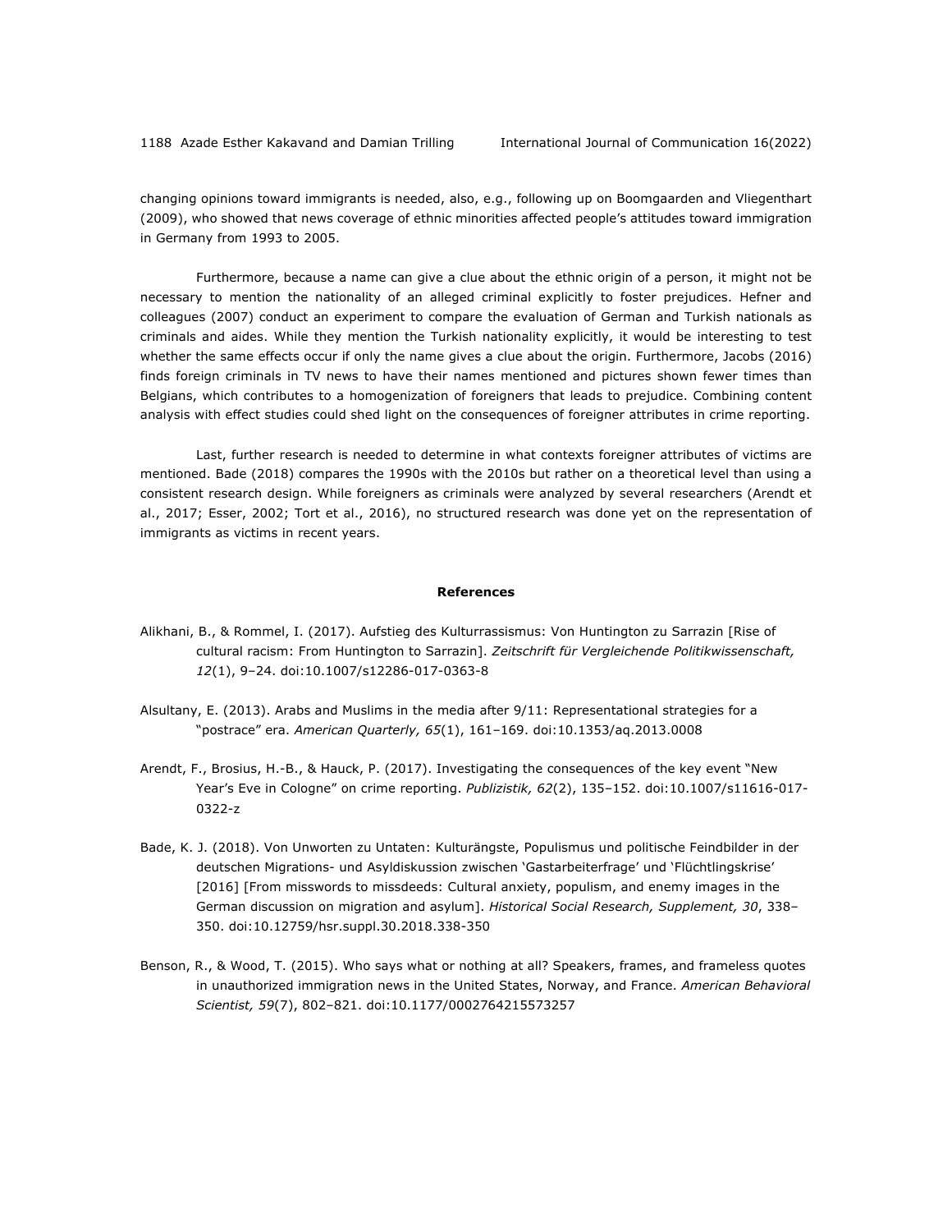changing opinions toward immigrants is needed, also, e.g., following up on Boomgaarden and Vliegenthart (2009), who showed that news coverage of ethnic minorities affected people's attitudes toward immigration in Germany from 1993 to 2005.

Furthermore, because a name can give a clue about the ethnic origin of a person, it might not be necessary to mention the nationality of an alleged criminal explicitly to foster prejudices. Hefner and colleagues (2007) conduct an experiment to compare the evaluation of German and Turkish nationals as criminals and aides. While they mention the Turkish nationality explicitly, it would be interesting to test whether the same effects occur if only the name gives a clue about the origin. Furthermore, Jacobs (2016) finds foreign criminals in TV news to have their names mentioned and pictures shown fewer times than Belgians, which contributes to a homogenization of foreigners that leads to prejudice. Combining content analysis with effect studies could shed light on the consequences of foreigner attributes in crime reporting.

Last, further research is needed to determine in what contexts foreigner attributes of victims are mentioned. Bade (2018) compares the 1990s with the 2010s but rather on a theoretical level than using a consistent research design. While foreigners as criminals were analyzed by several researchers (Arendt et al., 2017; Esser, 2002; Tort et al., 2016), no structured research was done yet on the representation of immigrants as victims in recent years.

## References

Alikhani, B., & Rommel, I. (2017). Aufstieg des Kulturrassismus: Von Huntington zu Sarrazin [Rise of cultural racism: From Huntington to Sarrazin]. *Zeitschrift für Vergleichende Politikwissenschaft, 12*(1), 9–24. doi:10.1007/s12286-017-0363-8

Alsultany, E. (2013). Arabs and Muslims in the media after 9/11: Representational strategies for a "postrace" era. *American Quarterly, 65*(1), 161–169. doi:10.1353/aq.2013.0008

Arendt, F., Brosius, H.-B., & Hauck, P. (2017). Investigating the consequences of the key event "New Year's Eve in Cologne" on crime reporting. *Publizistik, 62*(2), 135–152. doi:10.1007/s11616-017-0322-z

Bade, K. J. (2018). Von Unworten zu Untaten: Kulturängste, Populismus und politische Feindbilder in der deutschen Migrations- und Asyldiskussion zwischen 'Gastarbeiterfrage' und 'Flüchtlingskrise' [2016] [From misswords to missdeeds: Cultural anxiety, populism, and enemy images in the German discussion on migration and asylum]. *Historical Social Research, Supplement, 30*, 338–350. doi:10.12759/hsr.suppl.30.2018.338-350

Benson, R., & Wood, T. (2015). Who says what or nothing at all? Speakers, frames, and frameless quotes in unauthorized immigration news in the United States, Norway, and France. *American Behavioral Scientist, 59*(7), 802–821. doi:10.1177/0002764215573257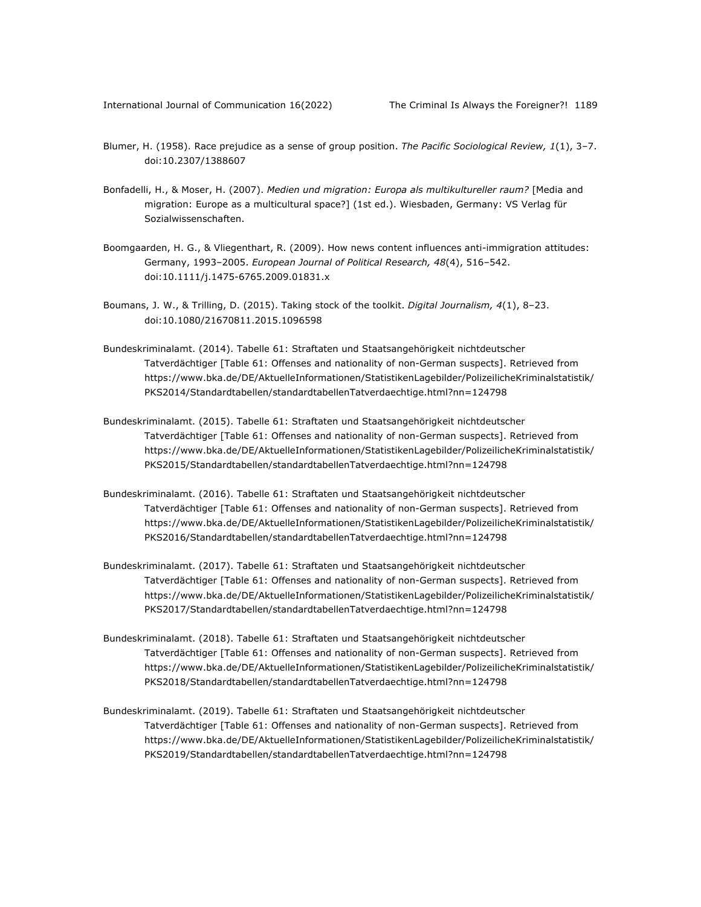Blumer, H. (1958). Race prejudice as a sense of group position. *The Pacific Sociological Review, 1*(1), 3–7. doi:10.2307/1388607

Bonfadelli, H., & Moser, H. (2007). *Medien und migration: Europa als multikultureller raum?* [Media and migration: Europe as a multicultural space?] (1st ed.). Wiesbaden, Germany: VS Verlag für Sozialwissenschaften.

Boomgaarden, H. G., & Vliegenthart, R. (2009). How news content influences anti-immigration attitudes: Germany, 1993–2005. *European Journal of Political Research, 48*(4), 516–542. doi:10.1111/j.1475-6765.2009.01831.x

Boumans, J. W., & Trilling, D. (2015). Taking stock of the toolkit. *Digital Journalism, 4*(1), 8–23. doi:10.1080/21670811.2015.1096598

Bundeskriminalamt. (2014). Tabelle 61: Straftaten und Staatsangehörigkeit nichtdeutscher Tatverdächtiger [Table 61: Offenses and nationality of non-German suspects]. Retrieved from https://www.bka.de/DE/AktuelleInformationen/StatistikenLagebilder/PolizeilicheKriminalstatistik/PKS2014/Standardtabellen/standardtabellenTatverdaechtige.html?nn=124798

Bundeskriminalamt. (2015). Tabelle 61: Straftaten und Staatsangehörigkeit nichtdeutscher Tatverdächtiger [Table 61: Offenses and nationality of non-German suspects]. Retrieved from https://www.bka.de/DE/AktuelleInformationen/StatistikenLagebilder/PolizeilicheKriminalstatistik/PKS2015/Standardtabellen/standardtabellenTatverdaechtige.html?nn=124798

Bundeskriminalamt. (2016). Tabelle 61: Straftaten und Staatsangehörigkeit nichtdeutscher Tatverdächtiger [Table 61: Offenses and nationality of non-German suspects]. Retrieved from https://www.bka.de/DE/AktuelleInformationen/StatistikenLagebilder/PolizeilicheKriminalstatistik/PKS2016/Standardtabellen/standardtabellenTatverdaechtige.html?nn=124798

Bundeskriminalamt. (2017). Tabelle 61: Straftaten und Staatsangehörigkeit nichtdeutscher Tatverdächtiger [Table 61: Offenses and nationality of non-German suspects]. Retrieved from https://www.bka.de/DE/AktuelleInformationen/StatistikenLagebilder/PolizeilicheKriminalstatistik/PKS2017/Standardtabellen/standardtabellenTatverdaechtige.html?nn=124798

Bundeskriminalamt. (2018). Tabelle 61: Straftaten und Staatsangehörigkeit nichtdeutscher Tatverdächtiger [Table 61: Offenses and nationality of non-German suspects]. Retrieved from https://www.bka.de/DE/AktuelleInformationen/StatistikenLagebilder/PolizeilicheKriminalstatistik/PKS2018/Standardtabellen/standardtabellenTatverdaechtige.html?nn=124798

Bundeskriminalamt. (2019). Tabelle 61: Straftaten und Staatsangehörigkeit nichtdeutscher Tatverdächtiger [Table 61: Offenses and nationality of non-German suspects]. Retrieved from https://www.bka.de/DE/AktuelleInformationen/StatistikenLagebilder/PolizeilicheKriminalstatistik/PKS2019/Standardtabellen/standardtabellenTatverdaechtige.html?nn=124798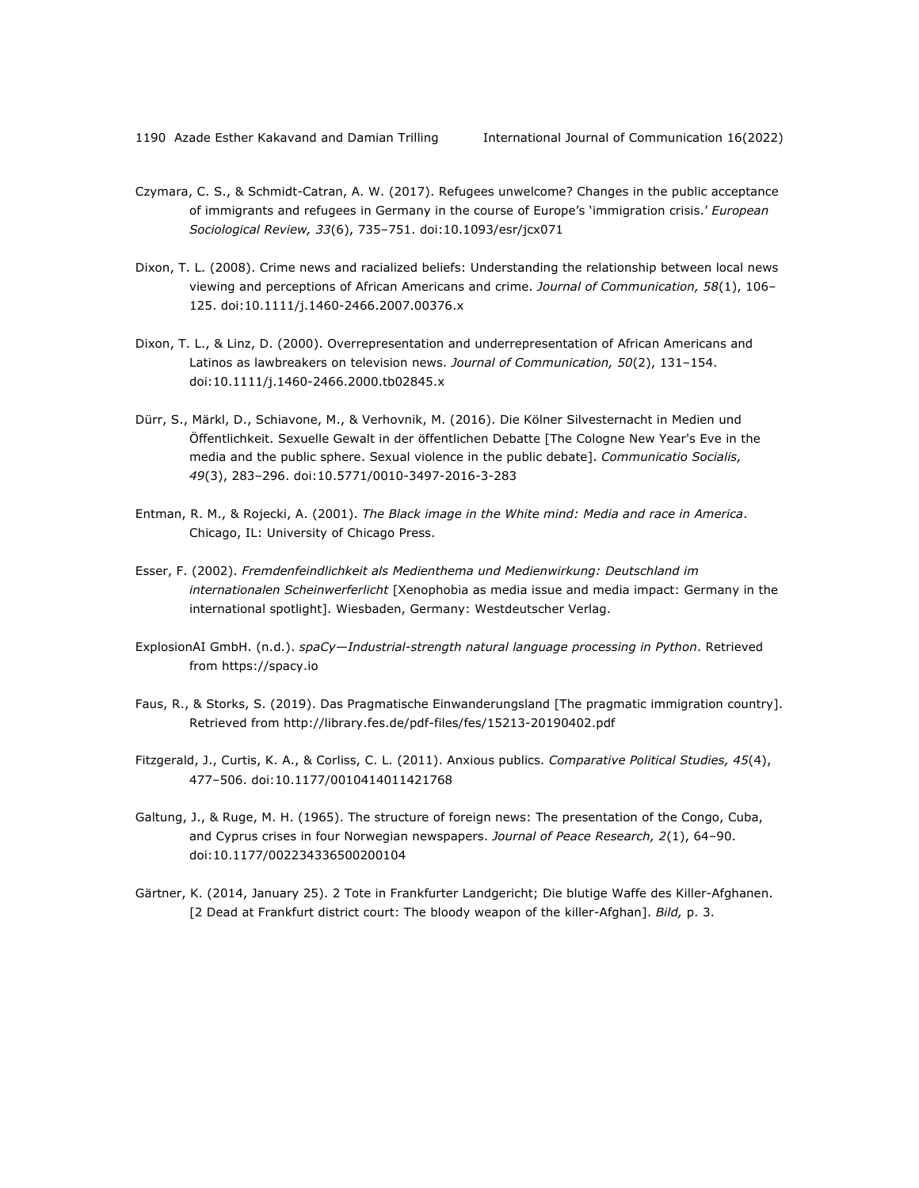Czymara, C. S., & Schmidt-Catran, A. W. (2017). Refugees unwelcome? Changes in the public acceptance of immigrants and refugees in Germany in the course of Europe's 'immigration crisis.' *European Sociological Review, 33*(6), 735–751. doi:10.1093/esr/jcx071

Dixon, T. L. (2008). Crime news and racialized beliefs: Understanding the relationship between local news viewing and perceptions of African Americans and crime. *Journal of Communication, 58*(1), 106–125. doi:10.1111/j.1460-2466.2007.00376.x

Dixon, T. L., & Linz, D. (2000). Overrepresentation and underrepresentation of African Americans and Latinos as lawbreakers on television news. *Journal of Communication, 50*(2), 131–154. doi:10.1111/j.1460-2466.2000.tb02845.x

Dürr, S., Märkl, D., Schiavone, M., & Verhovnik, M. (2016). Die Kölner Silvesternacht in Medien und Öffentlichkeit. Sexuelle Gewalt in der öffentlichen Debatte [The Cologne New Year's Eve in the media and the public sphere. Sexual violence in the public debate]. *Communicatio Socialis, 49*(3), 283–296. doi:10.5771/0010-3497-2016-3-283

Entman, R. M., & Rojecki, A. (2001). *The Black image in the White mind: Media and race in America*. Chicago, IL: University of Chicago Press.

Esser, F. (2002). *Fremdenfeindlichkeit als Medienthema und Medienwirkung: Deutschland im internationalen Scheinwerferlicht* [Xenophobia as media issue and media impact: Germany in the international spotlight]. Wiesbaden, Germany: Westdeutscher Verlag.

ExplosionAI GmbH. (n.d.). *spaCy—Industrial-strength natural language processing in Python*. Retrieved from https://spacy.io

Faus, R., & Storks, S. (2019). Das Pragmatische Einwanderungsland [The pragmatic immigration country]. Retrieved from http://library.fes.de/pdf-files/fes/15213-20190402.pdf

Fitzgerald, J., Curtis, K. A., & Corliss, C. L. (2011). Anxious publics. *Comparative Political Studies, 45*(4), 477–506. doi:10.1177/0010414011421768

Galtung, J., & Ruge, M. H. (1965). The structure of foreign news: The presentation of the Congo, Cuba, and Cyprus crises in four Norwegian newspapers. *Journal of Peace Research, 2*(1), 64–90. doi:10.1177/002234336500200104

Gärtner, K. (2014, January 25). 2 Tote in Frankfurter Landgericht; Die blutige Waffe des Killer-Afghanen. [2 Dead at Frankfurt district court: The bloody weapon of the killer-Afghan]. *Bild,* p. 3.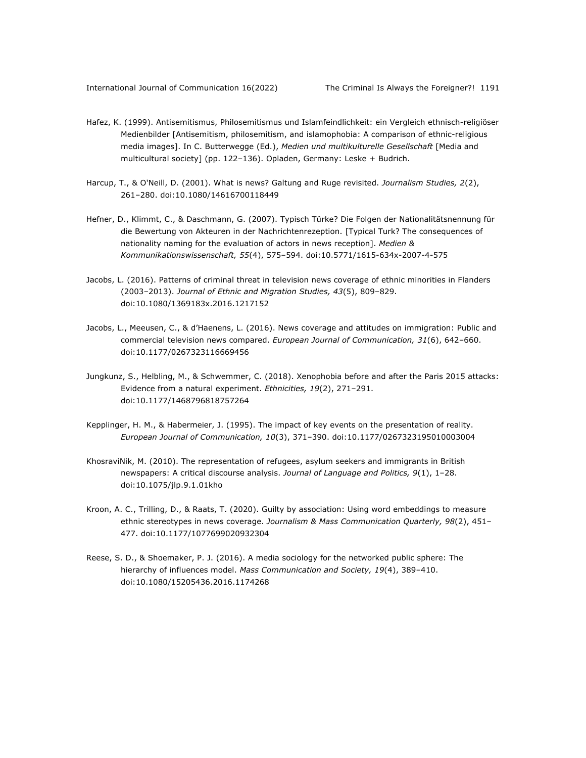Hafez, K. (1999). Antisemitismus, Philosemitismus und Islamfeindlichkeit: ein Vergleich ethnisch-religiöser Medienbilder [Antisemitism, philosemitism, and islamophobia: A comparison of ethnic-religious media images]. In C. Butterwegge (Ed.), *Medien und multikulturelle Gesellschaft* [Media and multicultural society] (pp. 122–136). Opladen, Germany: Leske + Budrich.

Harcup, T., & O'Neill, D. (2001). What is news? Galtung and Ruge revisited. *Journalism Studies, 2*(2), 261–280. doi:10.1080/14616700118449

Hefner, D., Klimmt, C., & Daschmann, G. (2007). Typisch Türke? Die Folgen der Nationalitätsnennung für die Bewertung von Akteuren in der Nachrichtenrezeption. [Typical Turk? The consequences of nationality naming for the evaluation of actors in news reception]. *Medien & Kommunikationswissenschaft, 55*(4), 575–594. doi:10.5771/1615-634x-2007-4-575

Jacobs, L. (2016). Patterns of criminal threat in television news coverage of ethnic minorities in Flanders (2003–2013). *Journal of Ethnic and Migration Studies, 43*(5), 809–829. doi:10.1080/1369183x.2016.1217152

Jacobs, L., Meeusen, C., & d'Haenens, L. (2016). News coverage and attitudes on immigration: Public and commercial television news compared. *European Journal of Communication, 31*(6), 642–660. doi:10.1177/0267323116669456

Jungkunz, S., Helbling, M., & Schwemmer, C. (2018). Xenophobia before and after the Paris 2015 attacks: Evidence from a natural experiment. *Ethnicities, 19*(2), 271–291. doi:10.1177/1468796818757264

Kepplinger, H. M., & Habermeier, J. (1995). The impact of key events on the presentation of reality. *European Journal of Communication, 10*(3), 371–390. doi:10.1177/0267323195010003004

KhosraviNik, M. (2010). The representation of refugees, asylum seekers and immigrants in British newspapers: A critical discourse analysis. *Journal of Language and Politics, 9*(1), 1–28. doi:10.1075/jlp.9.1.01kho

Kroon, A. C., Trilling, D., & Raats, T. (2020). Guilty by association: Using word embeddings to measure ethnic stereotypes in news coverage. *Journalism & Mass Communication Quarterly, 98*(2), 451–477. doi:10.1177/1077699020932304

Reese, S. D., & Shoemaker, P. J. (2016). A media sociology for the networked public sphere: The hierarchy of influences model. *Mass Communication and Society, 19*(4), 389–410. doi:10.1080/15205436.2016.1174268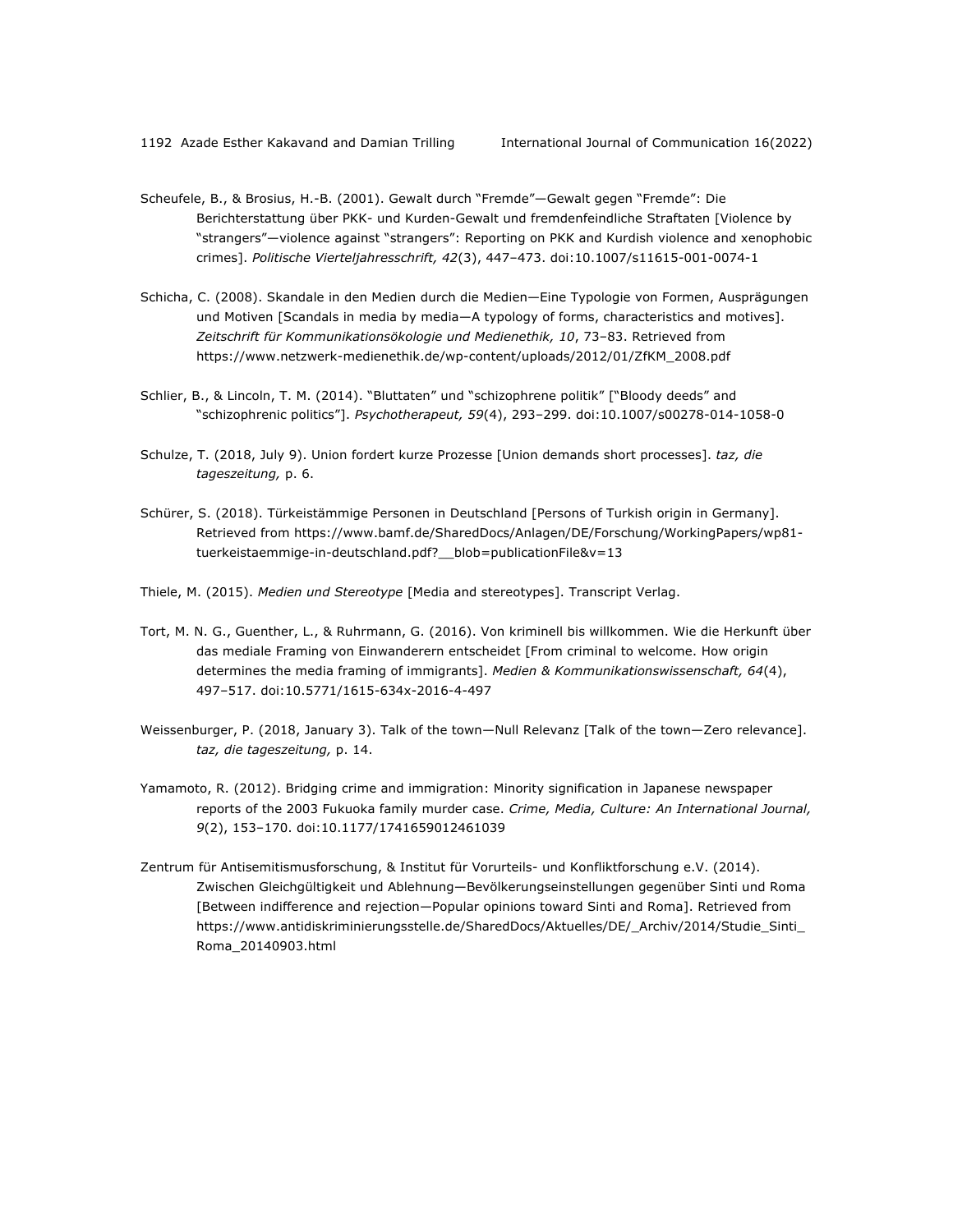Scheufele, B., & Brosius, H.-B. (2001). Gewalt durch "Fremde"—Gewalt gegen "Fremde": Die Berichterstattung über PKK- und Kurden-Gewalt und fremdenfeindliche Straftaten [Violence by "strangers"—violence against "strangers": Reporting on PKK and Kurdish violence and xenophobic crimes]. *Politische Vierteljahresschrift, 42*(3), 447–473. doi:10.1007/s11615-001-0074-1

Schicha, C. (2008). Skandale in den Medien durch die Medien—Eine Typologie von Formen, Ausprägungen und Motiven [Scandals in media by media—A typology of forms, characteristics and motives]. *Zeitschrift für Kommunikationsökologie und Medienethik, 10*, 73–83. Retrieved from https://www.netzwerk-medienethik.de/wp-content/uploads/2012/01/ZfKM_2008.pdf

Schlier, B., & Lincoln, T. M. (2014). "Bluttaten" und "schizophrene politik" ["Bloody deeds" and "schizophrenic politics"]. *Psychotherapeut, 59*(4), 293–299. doi:10.1007/s00278-014-1058-0

Schulze, T. (2018, July 9). Union fordert kurze Prozesse [Union demands short processes]. *taz, die tageszeitung,* p. 6.

Schürer, S. (2018). Türkeistämmige Personen in Deutschland [Persons of Turkish origin in Germany]. Retrieved from https://www.bamf.de/SharedDocs/Anlagen/DE/Forschung/WorkingPapers/wp81-tuerkeistaemmige-in-deutschland.pdf?__blob=publicationFile&v=13

Thiele, M. (2015). *Medien und Stereotype* [Media and stereotypes]. Transcript Verlag.

Tort, M. N. G., Guenther, L., & Ruhrmann, G. (2016). Von kriminell bis willkommen. Wie die Herkunft über das mediale Framing von Einwanderern entscheidet [From criminal to welcome. How origin determines the media framing of immigrants]. *Medien & Kommunikationswissenschaft, 64*(4), 497–517. doi:10.5771/1615-634x-2016-4-497

Weissenburger, P. (2018, January 3). Talk of the town—Null Relevanz [Talk of the town—Zero relevance]. *taz, die tageszeitung,* p. 14.

Yamamoto, R. (2012). Bridging crime and immigration: Minority signification in Japanese newspaper reports of the 2003 Fukuoka family murder case. *Crime, Media, Culture: An International Journal, 9*(2), 153–170. doi:10.1177/1741659012461039

Zentrum für Antisemitismusforschung, & Institut für Vorurteils- und Konfliktforschung e.V. (2014). Zwischen Gleichgültigkeit und Ablehnung—Bevölkerungseinstellungen gegenüber Sinti und Roma [Between indifference and rejection—Popular opinions toward Sinti and Roma]. Retrieved from https://www.antidiskriminierungsstelle.de/SharedDocs/Aktuelles/DE/_Archiv/2014/Studie_Sinti_Roma_20140903.html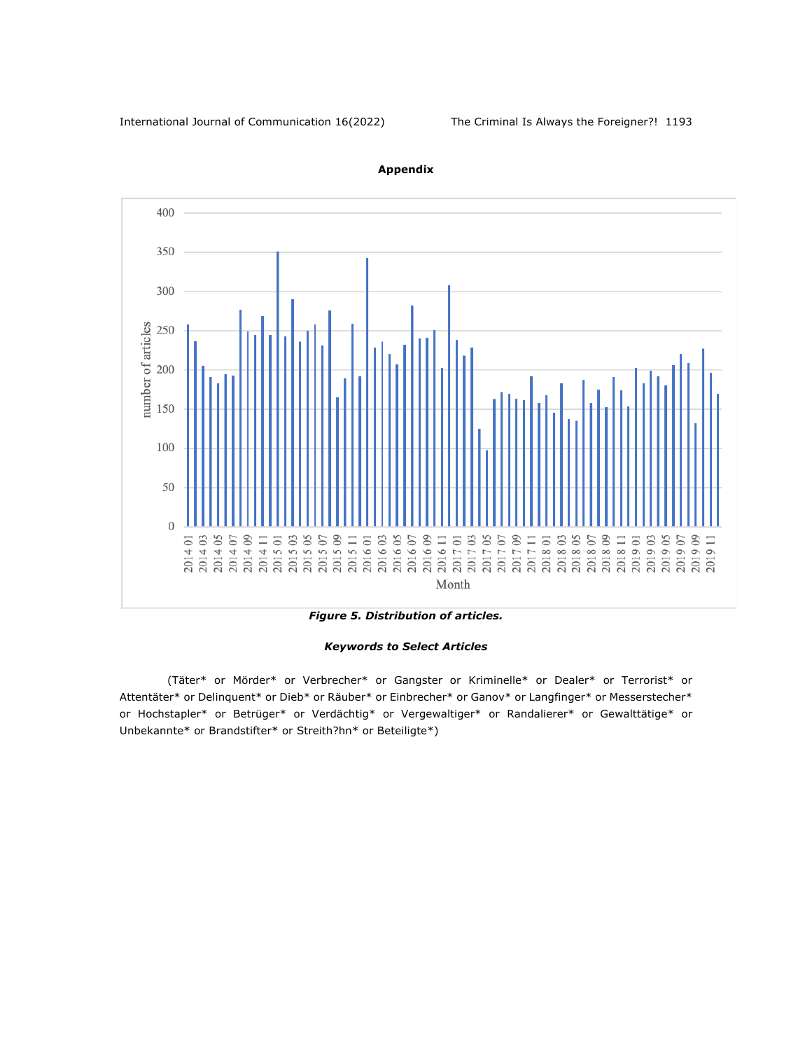## Appendix

Figure 5. Distribution of articles.

### Keywords to Select Articles

(Täter* or Mörder* or Verbrecher* or Gangster or Kriminelle* or Dealer* or Terrorist* or Attentäter* or Delinquent* or Dieb* or Räuber* or Einbrecher* or Ganov* or Langfinger* or Messerstecher* or Hochstapler* or Betrüger* or Verdächtig* or Vergewaltiger* or Randalierer* or Gewalttätige* or Unbekannte* or Brandstifter* or Streith?hn* or Beteiligte*)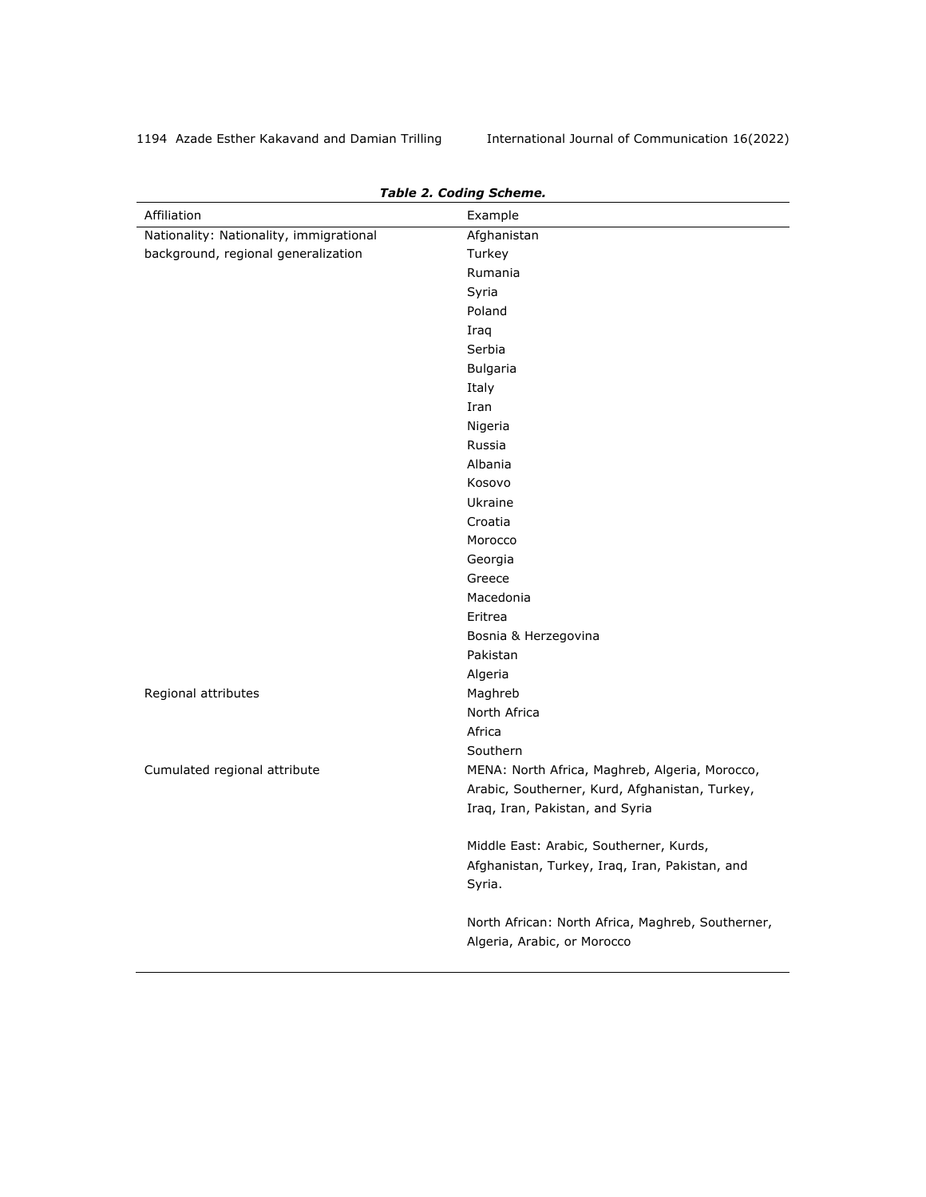**Table 2. Coding Scheme.**

| Affiliation | Example |
|---|---|
| Nationality: Nationality, immigrational background, regional generalization | Afghanistan |
| | Turkey |
| | Rumania |
| | Syria |
| | Poland |
| | Iraq |
| | Serbia |
| | Bulgaria |
| | Italy |
| | Iran |
| | Nigeria |
| | Russia |
| | Albania |
| | Kosovo |
| | Ukraine |
| | Croatia |
| | Morocco |
| | Georgia |
| | Greece |
| | Macedonia |
| | Eritrea |
| | Bosnia & Herzegovina |
| | Pakistan |
| | Algeria |
| Regional attributes | Maghreb |
| | North Africa |
| | Africa |
| | Southern |
| Cumulated regional attribute | MENA: North Africa, Maghreb, Algeria, Morocco, Arabic, Southerner, Kurd, Afghanistan, Turkey, Iraq, Iran, Pakistan, and Syria |
| | Middle East: Arabic, Southerner, Kurds, Afghanistan, Turkey, Iraq, Iran, Pakistan, and Syria. |
| | North African: North Africa, Maghreb, Southerner, Algeria, Arabic, or Morocco |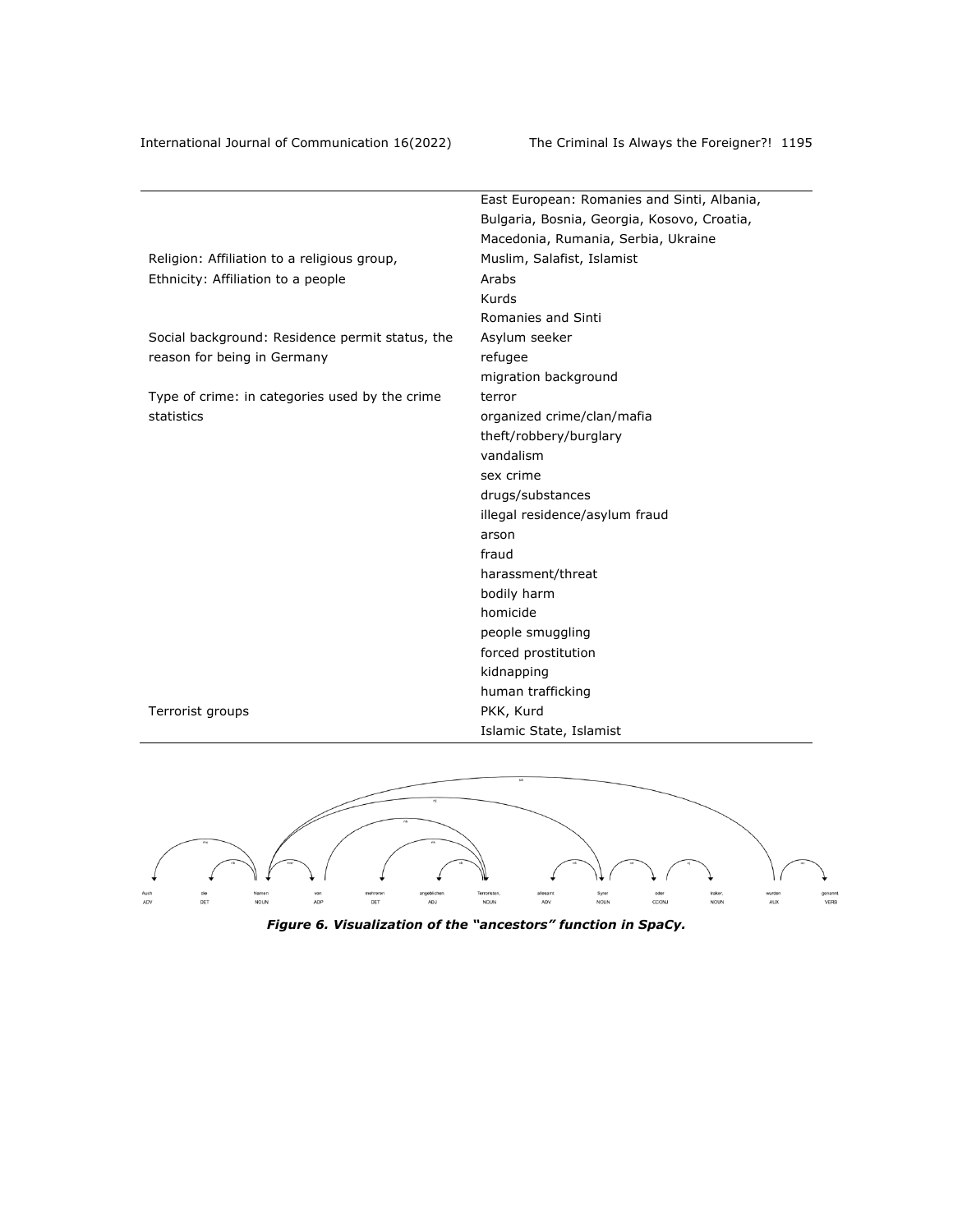| | |
|---|---|
| | East European: Romanies and Sinti, Albania, Bulgaria, Bosnia, Georgia, Kosovo, Croatia, Macedonia, Rumania, Serbia, Ukraine |
| Religion: Affiliation to a religious group, | Muslim, Salafist, Islamist |
| Ethnicity: Affiliation to a people | Arabs |
| | Kurds |
| | Romanies and Sinti |
| Social background: Residence permit status, the reason for being in Germany | Asylum seeker |
| | refugee |
| | migration background |
| Type of crime: in categories used by the crime statistics | terror |
| | organized crime/clan/mafia |
| | theft/robbery/burglary |
| | vandalism |
| | sex crime |
| | drugs/substances |
| | illegal residence/asylum fraud |
| | arson |
| | fraud |
| | harassment/threat |
| | bodily harm |
| | homicide |
| | people smuggling |
| | forced prostitution |
| | kidnapping |
| | human trafficking |
| Terrorist groups | PKK, Kurd |
| | Islamic State, Islamist |

*Figure 6. Visualization of the "ancestors" function in SpaCy.*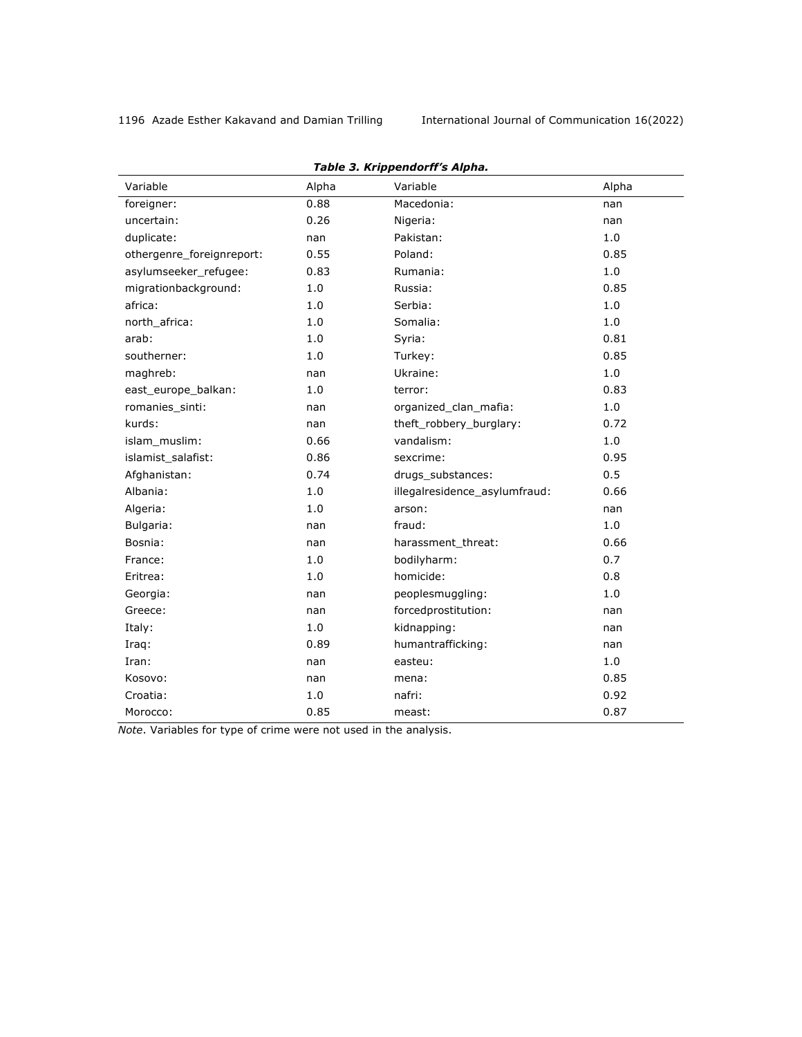***Table 3. Krippendorff's Alpha.***

| Variable | Alpha | Variable | Alpha |
|---|---|---|---|
| foreigner: | 0.88 | Macedonia: | nan |
| uncertain: | 0.26 | Nigeria: | nan |
| duplicate: | nan | Pakistan: | 1.0 |
| othergenre_foreignreport: | 0.55 | Poland: | 0.85 |
| asylumseeker_refugee: | 0.83 | Rumania: | 1.0 |
| migrationbackground: | 1.0 | Russia: | 0.85 |
| africa: | 1.0 | Serbia: | 1.0 |
| north_africa: | 1.0 | Somalia: | 1.0 |
| arab: | 1.0 | Syria: | 0.81 |
| southerner: | 1.0 | Turkey: | 0.85 |
| maghreb: | nan | Ukraine: | 1.0 |
| east_europe_balkan: | 1.0 | terror: | 0.83 |
| romanies_sinti: | nan | organized_clan_mafia: | 1.0 |
| kurds: | nan | theft_robbery_burglary: | 0.72 |
| islam_muslim: | 0.66 | vandalism: | 1.0 |
| islamist_salafist: | 0.86 | sexcrime: | 0.95 |
| Afghanistan: | 0.74 | drugs_substances: | 0.5 |
| Albania: | 1.0 | illegalresidence_asylumfraud: | 0.66 |
| Algeria: | 1.0 | arson: | nan |
| Bulgaria: | nan | fraud: | 1.0 |
| Bosnia: | nan | harassment_threat: | 0.66 |
| France: | 1.0 | bodilyharm: | 0.7 |
| Eritrea: | 1.0 | homicide: | 0.8 |
| Georgia: | nan | peoplesmuggling: | 1.0 |
| Greece: | nan | forcedprostitution: | nan |
| Italy: | 1.0 | kidnapping: | nan |
| Iraq: | 0.89 | humantrafficking: | nan |
| Iran: | nan | easteu: | 1.0 |
| Kosovo: | nan | mena: | 0.85 |
| Croatia: | 1.0 | nafri: | 0.92 |
| Morocco: | 0.85 | meast: | 0.87 |

*Note*. Variables for type of crime were not used in the analysis.